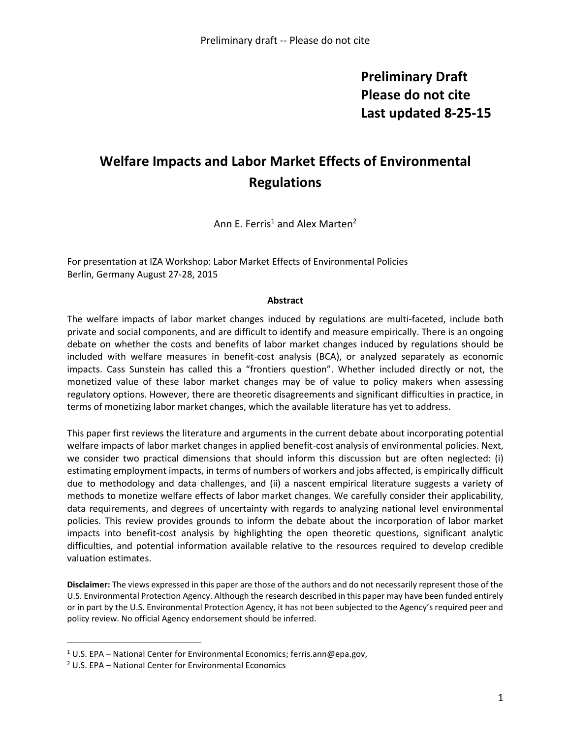**Preliminary Draft**
**Please do not cite**
**Last updated 8-25-15**

# Welfare Impacts and Labor Market Effects of Environmental Regulations

Ann E. Ferris[1] and Alex Marten[2]

For presentation at IZA Workshop: Labor Market Effects of Environmental Policies
Berlin, Germany August 27-28, 2015

**Abstract**

The welfare impacts of labor market changes induced by regulations are multi-faceted, include both private and social components, and are difficult to identify and measure empirically. There is an ongoing debate on whether the costs and benefits of labor market changes induced by regulations should be included with welfare measures in benefit-cost analysis (BCA), or analyzed separately as economic impacts. Cass Sunstein has called this a "frontiers question". Whether included directly or not, the monetized value of these labor market changes may be of value to policy makers when assessing regulatory options. However, there are theoretic disagreements and significant difficulties in practice, in terms of monetizing labor market changes, which the available literature has yet to address.

This paper first reviews the literature and arguments in the current debate about incorporating potential welfare impacts of labor market changes in applied benefit-cost analysis of environmental policies. Next, we consider two practical dimensions that should inform this discussion but are often neglected: (i) estimating employment impacts, in terms of numbers of workers and jobs affected, is empirically difficult due to methodology and data challenges, and (ii) a nascent empirical literature suggests a variety of methods to monetize welfare effects of labor market changes. We carefully consider their applicability, data requirements, and degrees of uncertainty with regards to analyzing national level environmental policies. This review provides grounds to inform the debate about the incorporation of labor market impacts into benefit-cost analysis by highlighting the open theoretic questions, significant analytic difficulties, and potential information available relative to the resources required to develop credible valuation estimates.

**Disclaimer:** The views expressed in this paper are those of the authors and do not necessarily represent those of the U.S. Environmental Protection Agency. Although the research described in this paper may have been funded entirely or in part by the U.S. Environmental Protection Agency, it has not been subjected to the Agency's required peer and policy review. No official Agency endorsement should be inferred.

---

[1] U.S. EPA – National Center for Environmental Economics; ferris.ann@epa.gov,

[2] U.S. EPA – National Center for Environmental Economics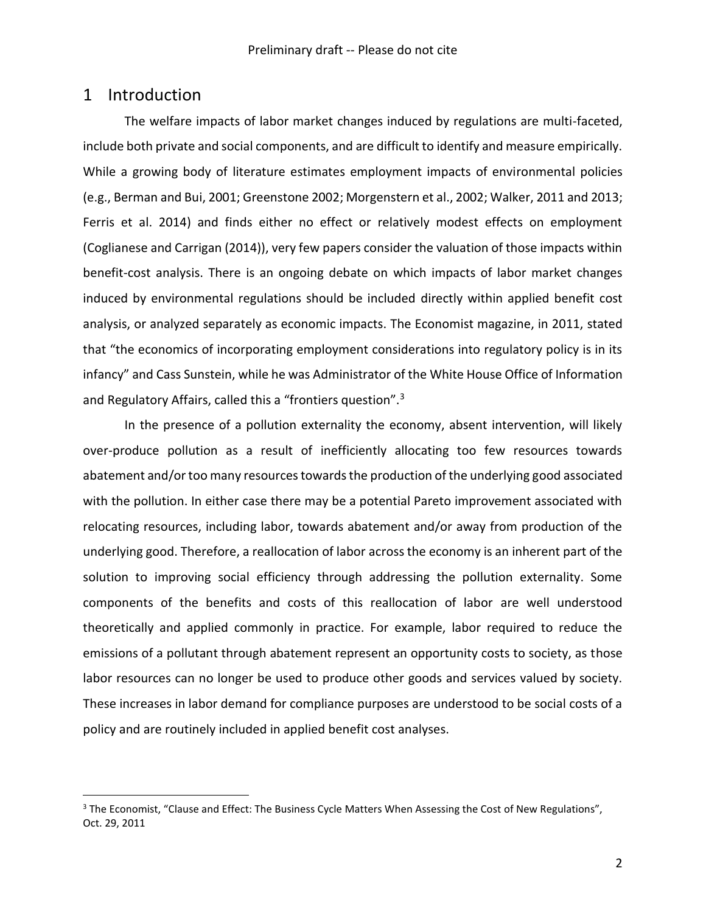# 1 Introduction

The welfare impacts of labor market changes induced by regulations are multi-faceted, include both private and social components, and are difficult to identify and measure empirically. While a growing body of literature estimates employment impacts of environmental policies (e.g., Berman and Bui, 2001; Greenstone 2002; Morgenstern et al., 2002; Walker, 2011 and 2013; Ferris et al. 2014) and finds either no effect or relatively modest effects on employment (Coglianese and Carrigan (2014)), very few papers consider the valuation of those impacts within benefit-cost analysis. There is an ongoing debate on which impacts of labor market changes induced by environmental regulations should be included directly within applied benefit cost analysis, or analyzed separately as economic impacts. The Economist magazine, in 2011, stated that "the economics of incorporating employment considerations into regulatory policy is in its infancy" and Cass Sunstein, while he was Administrator of the White House Office of Information and Regulatory Affairs, called this a "frontiers question".[3]

In the presence of a pollution externality the economy, absent intervention, will likely over-produce pollution as a result of inefficiently allocating too few resources towards abatement and/or too many resources towards the production of the underlying good associated with the pollution. In either case there may be a potential Pareto improvement associated with relocating resources, including labor, towards abatement and/or away from production of the underlying good. Therefore, a reallocation of labor across the economy is an inherent part of the solution to improving social efficiency through addressing the pollution externality. Some components of the benefits and costs of this reallocation of labor are well understood theoretically and applied commonly in practice. For example, labor required to reduce the emissions of a pollutant through abatement represent an opportunity costs to society, as those labor resources can no longer be used to produce other goods and services valued by society. These increases in labor demand for compliance purposes are understood to be social costs of a policy and are routinely included in applied benefit cost analyses.

---

[3] The Economist, "Clause and Effect: The Business Cycle Matters When Assessing the Cost of New Regulations", Oct. 29, 2011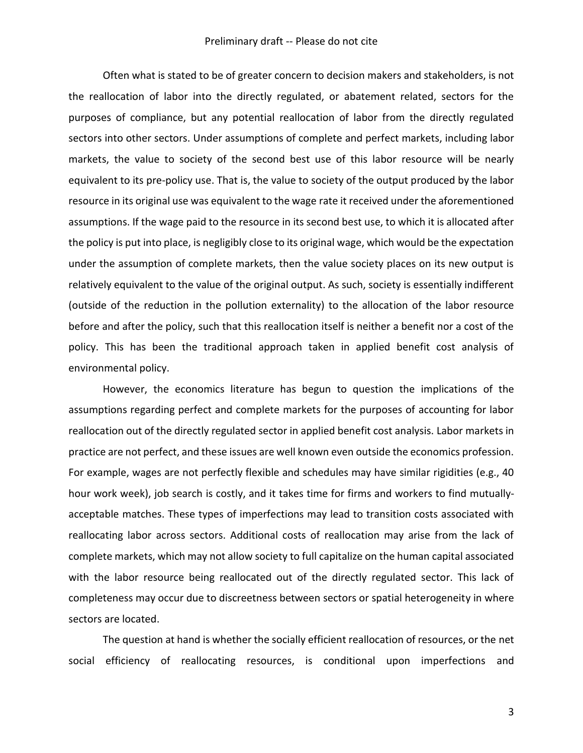Often what is stated to be of greater concern to decision makers and stakeholders, is not the reallocation of labor into the directly regulated, or abatement related, sectors for the purposes of compliance, but any potential reallocation of labor from the directly regulated sectors into other sectors. Under assumptions of complete and perfect markets, including labor markets, the value to society of the second best use of this labor resource will be nearly equivalent to its pre-policy use. That is, the value to society of the output produced by the labor resource in its original use was equivalent to the wage rate it received under the aforementioned assumptions. If the wage paid to the resource in its second best use, to which it is allocated after the policy is put into place, is negligibly close to its original wage, which would be the expectation under the assumption of complete markets, then the value society places on its new output is relatively equivalent to the value of the original output. As such, society is essentially indifferent (outside of the reduction in the pollution externality) to the allocation of the labor resource before and after the policy, such that this reallocation itself is neither a benefit nor a cost of the policy. This has been the traditional approach taken in applied benefit cost analysis of environmental policy.

However, the economics literature has begun to question the implications of the assumptions regarding perfect and complete markets for the purposes of accounting for labor reallocation out of the directly regulated sector in applied benefit cost analysis. Labor markets in practice are not perfect, and these issues are well known even outside the economics profession. For example, wages are not perfectly flexible and schedules may have similar rigidities (e.g., 40 hour work week), job search is costly, and it takes time for firms and workers to find mutually-acceptable matches. These types of imperfections may lead to transition costs associated with reallocating labor across sectors. Additional costs of reallocation may arise from the lack of complete markets, which may not allow society to full capitalize on the human capital associated with the labor resource being reallocated out of the directly regulated sector. This lack of completeness may occur due to discreetness between sectors or spatial heterogeneity in where sectors are located.

The question at hand is whether the socially efficient reallocation of resources, or the net social efficiency of reallocating resources, is conditional upon imperfections and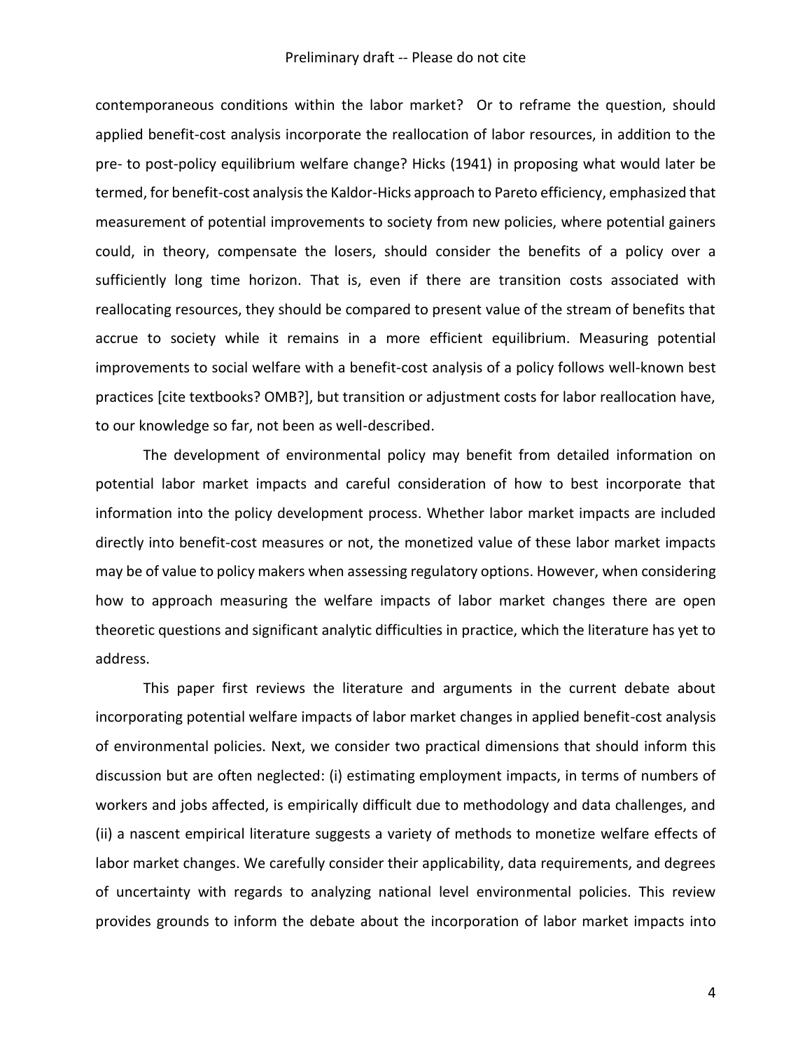contemporaneous conditions within the labor market? Or to reframe the question, should applied benefit-cost analysis incorporate the reallocation of labor resources, in addition to the pre- to post-policy equilibrium welfare change? Hicks (1941) in proposing what would later be termed, for benefit-cost analysis the Kaldor-Hicks approach to Pareto efficiency, emphasized that measurement of potential improvements to society from new policies, where potential gainers could, in theory, compensate the losers, should consider the benefits of a policy over a sufficiently long time horizon. That is, even if there are transition costs associated with reallocating resources, they should be compared to present value of the stream of benefits that accrue to society while it remains in a more efficient equilibrium. Measuring potential improvements to social welfare with a benefit-cost analysis of a policy follows well-known best practices [cite textbooks? OMB?], but transition or adjustment costs for labor reallocation have, to our knowledge so far, not been as well-described.

The development of environmental policy may benefit from detailed information on potential labor market impacts and careful consideration of how to best incorporate that information into the policy development process. Whether labor market impacts are included directly into benefit-cost measures or not, the monetized value of these labor market impacts may be of value to policy makers when assessing regulatory options. However, when considering how to approach measuring the welfare impacts of labor market changes there are open theoretic questions and significant analytic difficulties in practice, which the literature has yet to address.

This paper first reviews the literature and arguments in the current debate about incorporating potential welfare impacts of labor market changes in applied benefit-cost analysis of environmental policies. Next, we consider two practical dimensions that should inform this discussion but are often neglected: (i) estimating employment impacts, in terms of numbers of workers and jobs affected, is empirically difficult due to methodology and data challenges, and (ii) a nascent empirical literature suggests a variety of methods to monetize welfare effects of labor market changes. We carefully consider their applicability, data requirements, and degrees of uncertainty with regards to analyzing national level environmental policies. This review provides grounds to inform the debate about the incorporation of labor market impacts into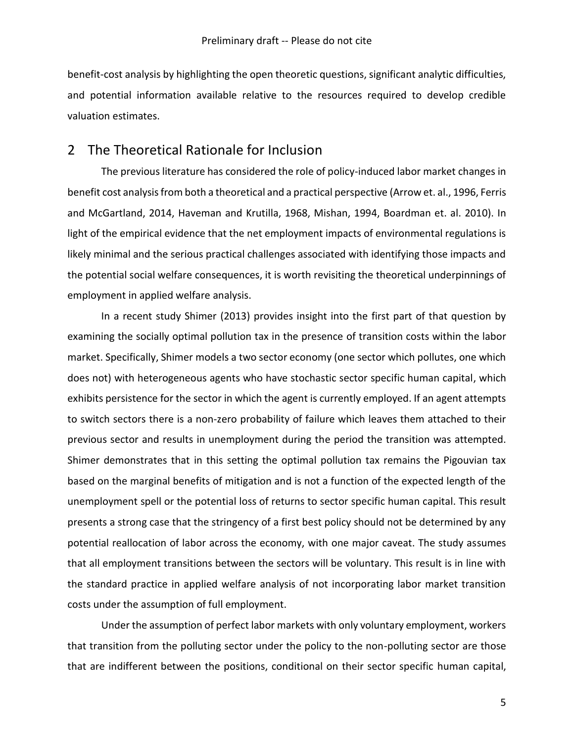benefit-cost analysis by highlighting the open theoretic questions, significant analytic difficulties, and potential information available relative to the resources required to develop credible valuation estimates.

## 2 The Theoretical Rationale for Inclusion

The previous literature has considered the role of policy-induced labor market changes in benefit cost analysis from both a theoretical and a practical perspective (Arrow et. al., 1996, Ferris and McGartland, 2014, Haveman and Krutilla, 1968, Mishan, 1994, Boardman et. al. 2010). In light of the empirical evidence that the net employment impacts of environmental regulations is likely minimal and the serious practical challenges associated with identifying those impacts and the potential social welfare consequences, it is worth revisiting the theoretical underpinnings of employment in applied welfare analysis.

In a recent study Shimer (2013) provides insight into the first part of that question by examining the socially optimal pollution tax in the presence of transition costs within the labor market. Specifically, Shimer models a two sector economy (one sector which pollutes, one which does not) with heterogeneous agents who have stochastic sector specific human capital, which exhibits persistence for the sector in which the agent is currently employed. If an agent attempts to switch sectors there is a non-zero probability of failure which leaves them attached to their previous sector and results in unemployment during the period the transition was attempted. Shimer demonstrates that in this setting the optimal pollution tax remains the Pigouvian tax based on the marginal benefits of mitigation and is not a function of the expected length of the unemployment spell or the potential loss of returns to sector specific human capital. This result presents a strong case that the stringency of a first best policy should not be determined by any potential reallocation of labor across the economy, with one major caveat. The study assumes that all employment transitions between the sectors will be voluntary. This result is in line with the standard practice in applied welfare analysis of not incorporating labor market transition costs under the assumption of full employment.

Under the assumption of perfect labor markets with only voluntary employment, workers that transition from the polluting sector under the policy to the non-polluting sector are those that are indifferent between the positions, conditional on their sector specific human capital,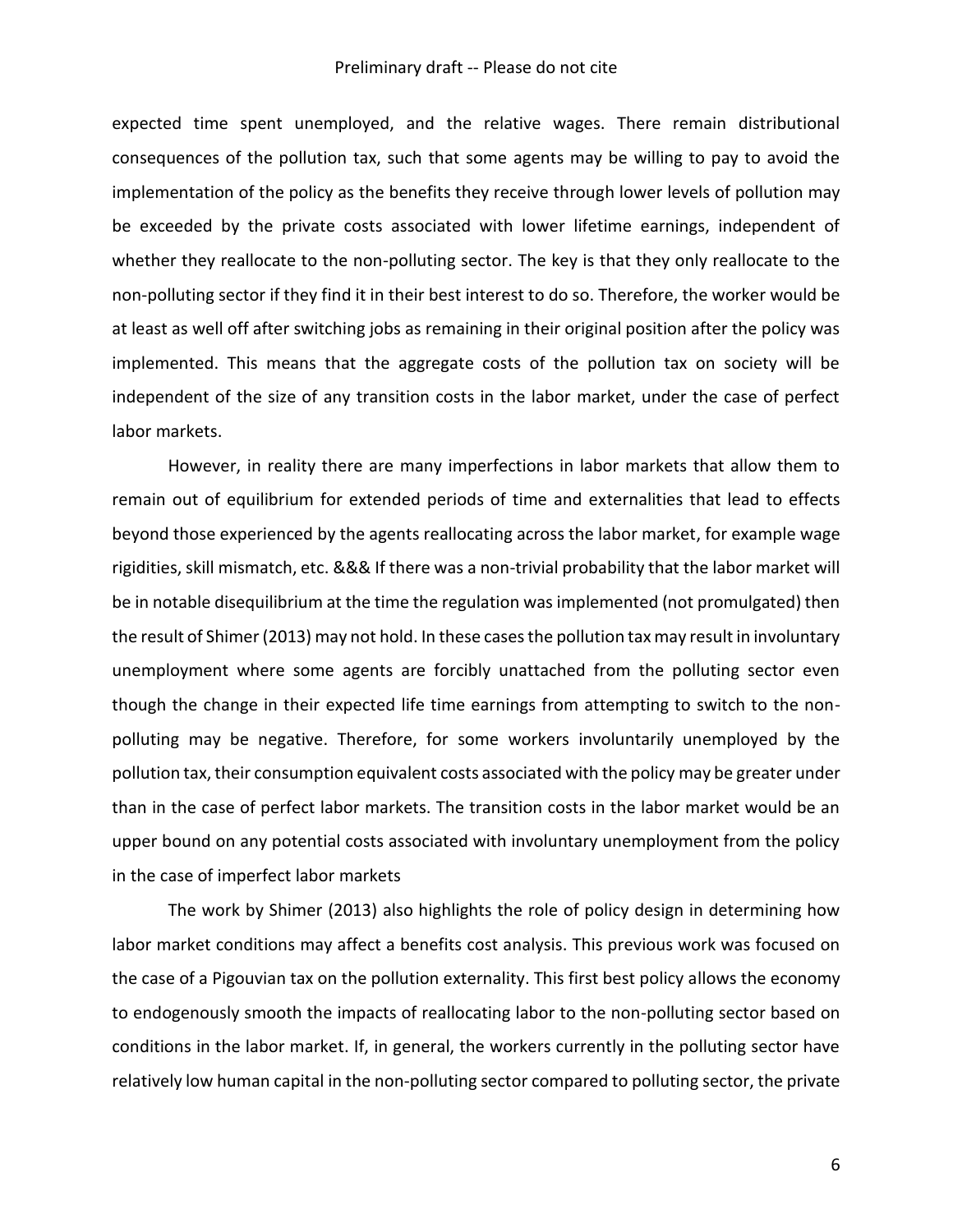expected time spent unemployed, and the relative wages. There remain distributional consequences of the pollution tax, such that some agents may be willing to pay to avoid the implementation of the policy as the benefits they receive through lower levels of pollution may be exceeded by the private costs associated with lower lifetime earnings, independent of whether they reallocate to the non-polluting sector. The key is that they only reallocate to the non-polluting sector if they find it in their best interest to do so. Therefore, the worker would be at least as well off after switching jobs as remaining in their original position after the policy was implemented. This means that the aggregate costs of the pollution tax on society will be independent of the size of any transition costs in the labor market, under the case of perfect labor markets.

However, in reality there are many imperfections in labor markets that allow them to remain out of equilibrium for extended periods of time and externalities that lead to effects beyond those experienced by the agents reallocating across the labor market, for example wage rigidities, skill mismatch, etc. &&& If there was a non-trivial probability that the labor market will be in notable disequilibrium at the time the regulation was implemented (not promulgated) then the result of Shimer (2013) may not hold. In these cases the pollution tax may result in involuntary unemployment where some agents are forcibly unattached from the polluting sector even though the change in their expected life time earnings from attempting to switch to the non-polluting may be negative. Therefore, for some workers involuntarily unemployed by the pollution tax, their consumption equivalent costs associated with the policy may be greater under than in the case of perfect labor markets. The transition costs in the labor market would be an upper bound on any potential costs associated with involuntary unemployment from the policy in the case of imperfect labor markets

The work by Shimer (2013) also highlights the role of policy design in determining how labor market conditions may affect a benefits cost analysis. This previous work was focused on the case of a Pigouvian tax on the pollution externality. This first best policy allows the economy to endogenously smooth the impacts of reallocating labor to the non-polluting sector based on conditions in the labor market. If, in general, the workers currently in the polluting sector have relatively low human capital in the non-polluting sector compared to polluting sector, the private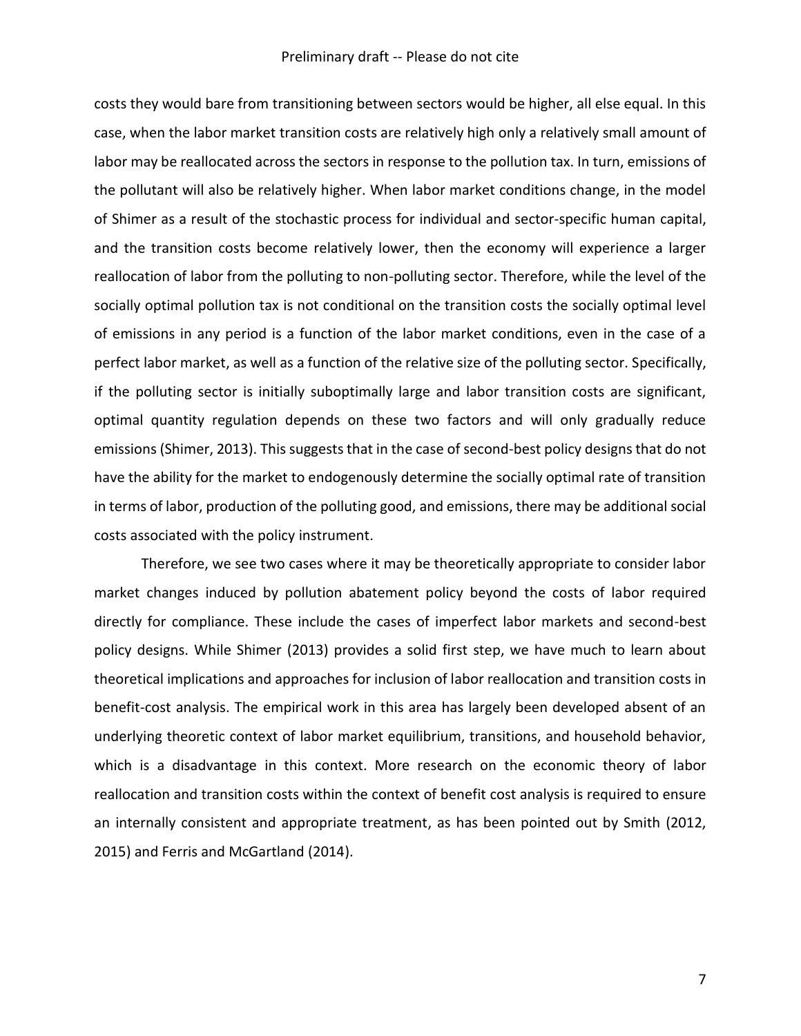costs they would bare from transitioning between sectors would be higher, all else equal. In this case, when the labor market transition costs are relatively high only a relatively small amount of labor may be reallocated across the sectors in response to the pollution tax. In turn, emissions of the pollutant will also be relatively higher. When labor market conditions change, in the model of Shimer as a result of the stochastic process for individual and sector-specific human capital, and the transition costs become relatively lower, then the economy will experience a larger reallocation of labor from the polluting to non-polluting sector. Therefore, while the level of the socially optimal pollution tax is not conditional on the transition costs the socially optimal level of emissions in any period is a function of the labor market conditions, even in the case of a perfect labor market, as well as a function of the relative size of the polluting sector. Specifically, if the polluting sector is initially suboptimally large and labor transition costs are significant, optimal quantity regulation depends on these two factors and will only gradually reduce emissions (Shimer, 2013). This suggests that in the case of second-best policy designs that do not have the ability for the market to endogenously determine the socially optimal rate of transition in terms of labor, production of the polluting good, and emissions, there may be additional social costs associated with the policy instrument.

Therefore, we see two cases where it may be theoretically appropriate to consider labor market changes induced by pollution abatement policy beyond the costs of labor required directly for compliance. These include the cases of imperfect labor markets and second-best policy designs. While Shimer (2013) provides a solid first step, we have much to learn about theoretical implications and approaches for inclusion of labor reallocation and transition costs in benefit-cost analysis. The empirical work in this area has largely been developed absent of an underlying theoretic context of labor market equilibrium, transitions, and household behavior, which is a disadvantage in this context. More research on the economic theory of labor reallocation and transition costs within the context of benefit cost analysis is required to ensure an internally consistent and appropriate treatment, as has been pointed out by Smith (2012, 2015) and Ferris and McGartland (2014).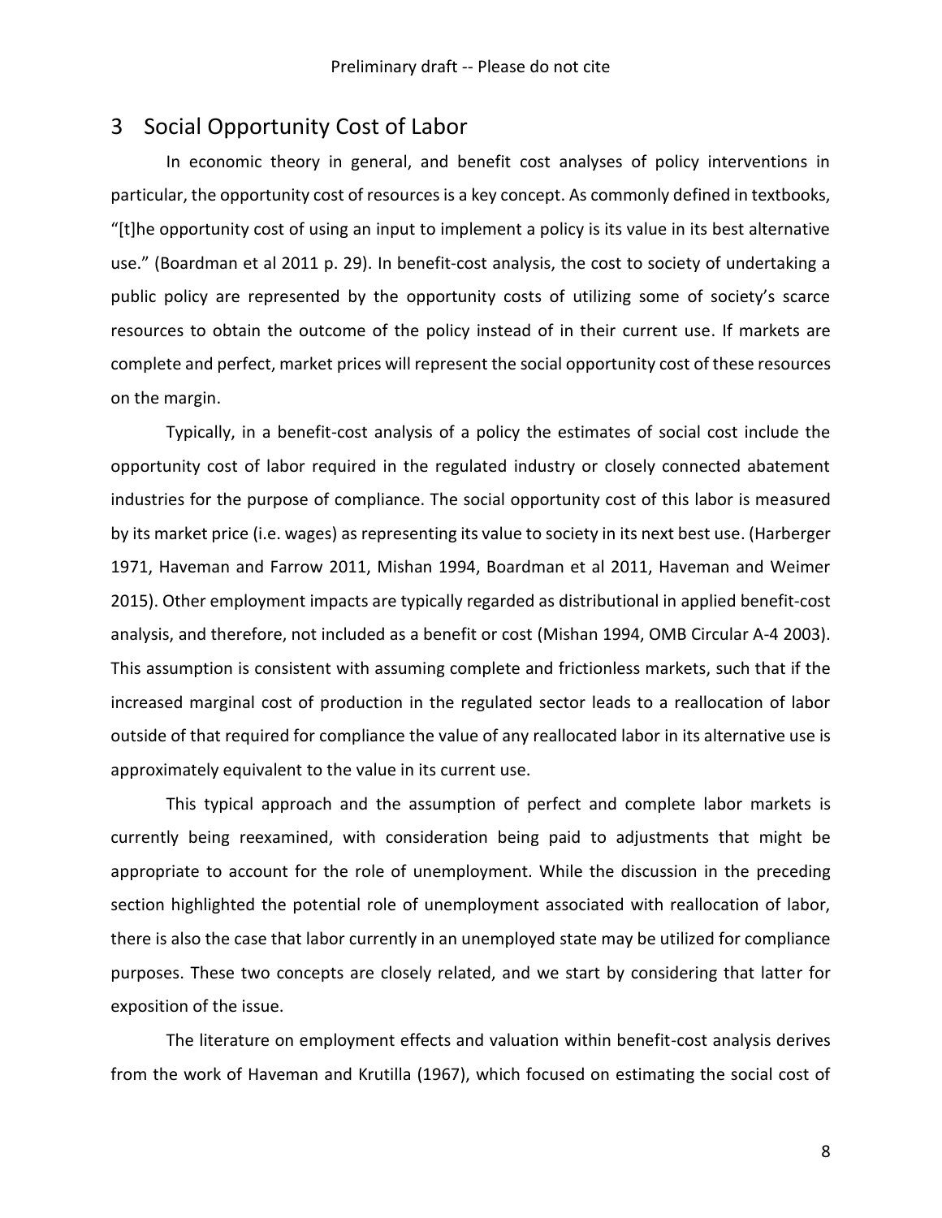## 3 Social Opportunity Cost of Labor

In economic theory in general, and benefit cost analyses of policy interventions in particular, the opportunity cost of resources is a key concept. As commonly defined in textbooks, "[t]he opportunity cost of using an input to implement a policy is its value in its best alternative use." (Boardman et al 2011 p. 29). In benefit-cost analysis, the cost to society of undertaking a public policy are represented by the opportunity costs of utilizing some of society's scarce resources to obtain the outcome of the policy instead of in their current use. If markets are complete and perfect, market prices will represent the social opportunity cost of these resources on the margin.

Typically, in a benefit-cost analysis of a policy the estimates of social cost include the opportunity cost of labor required in the regulated industry or closely connected abatement industries for the purpose of compliance. The social opportunity cost of this labor is measured by its market price (i.e. wages) as representing its value to society in its next best use. (Harberger 1971, Haveman and Farrow 2011, Mishan 1994, Boardman et al 2011, Haveman and Weimer 2015). Other employment impacts are typically regarded as distributional in applied benefit-cost analysis, and therefore, not included as a benefit or cost (Mishan 1994, OMB Circular A-4 2003). This assumption is consistent with assuming complete and frictionless markets, such that if the increased marginal cost of production in the regulated sector leads to a reallocation of labor outside of that required for compliance the value of any reallocated labor in its alternative use is approximately equivalent to the value in its current use.

This typical approach and the assumption of perfect and complete labor markets is currently being reexamined, with consideration being paid to adjustments that might be appropriate to account for the role of unemployment. While the discussion in the preceding section highlighted the potential role of unemployment associated with reallocation of labor, there is also the case that labor currently in an unemployed state may be utilized for compliance purposes. These two concepts are closely related, and we start by considering that latter for exposition of the issue.

The literature on employment effects and valuation within benefit-cost analysis derives from the work of Haveman and Krutilla (1967), which focused on estimating the social cost of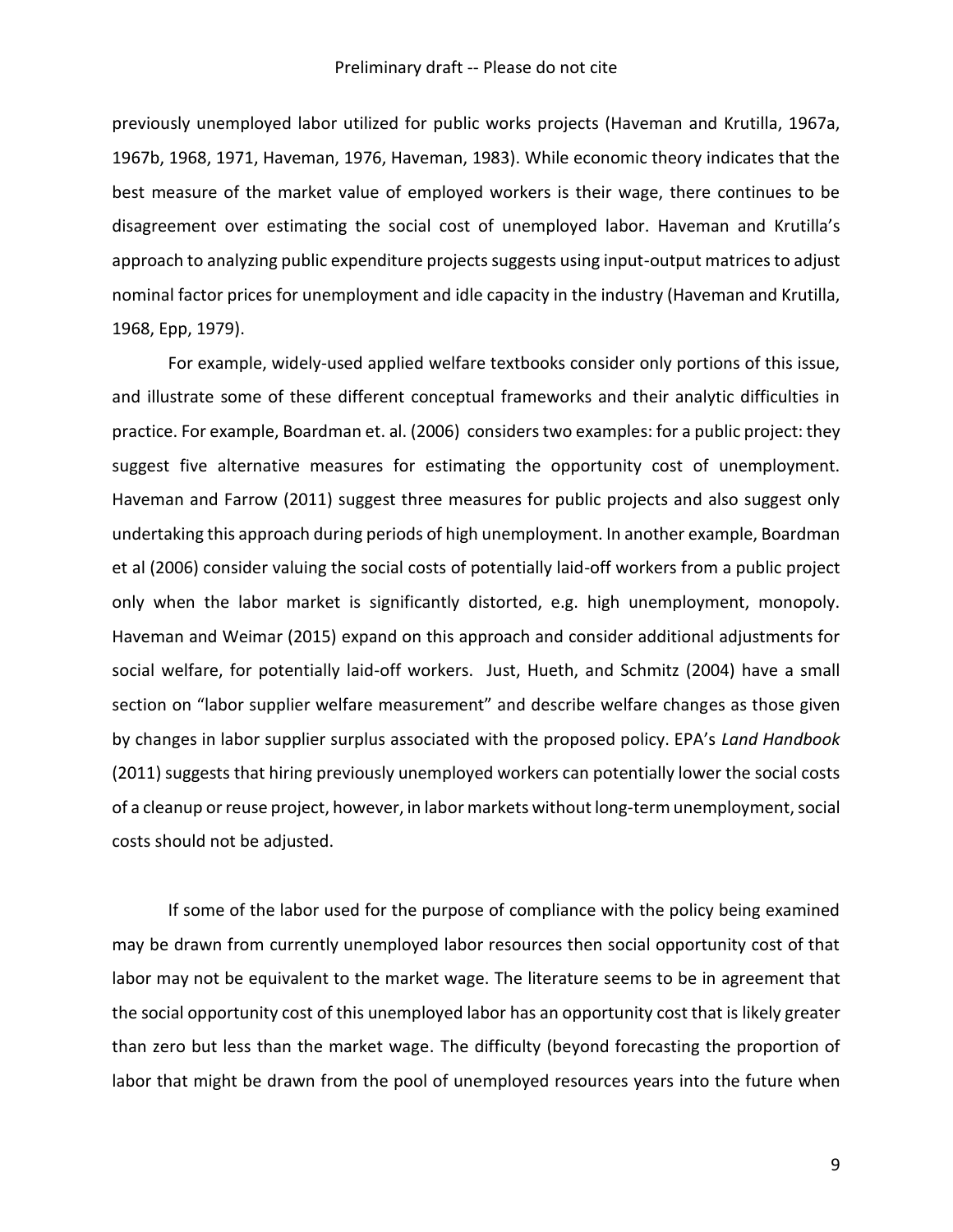previously unemployed labor utilized for public works projects (Haveman and Krutilla, 1967a, 1967b, 1968, 1971, Haveman, 1976, Haveman, 1983). While economic theory indicates that the best measure of the market value of employed workers is their wage, there continues to be disagreement over estimating the social cost of unemployed labor. Haveman and Krutilla's approach to analyzing public expenditure projects suggests using input-output matrices to adjust nominal factor prices for unemployment and idle capacity in the industry (Haveman and Krutilla, 1968, Epp, 1979).

For example, widely-used applied welfare textbooks consider only portions of this issue, and illustrate some of these different conceptual frameworks and their analytic difficulties in practice. For example, Boardman et. al. (2006) considers two examples: for a public project: they suggest five alternative measures for estimating the opportunity cost of unemployment. Haveman and Farrow (2011) suggest three measures for public projects and also suggest only undertaking this approach during periods of high unemployment. In another example, Boardman et al (2006) consider valuing the social costs of potentially laid-off workers from a public project only when the labor market is significantly distorted, e.g. high unemployment, monopoly. Haveman and Weimar (2015) expand on this approach and consider additional adjustments for social welfare, for potentially laid-off workers. Just, Hueth, and Schmitz (2004) have a small section on "labor supplier welfare measurement" and describe welfare changes as those given by changes in labor supplier surplus associated with the proposed policy. EPA's *Land Handbook* (2011) suggests that hiring previously unemployed workers can potentially lower the social costs of a cleanup or reuse project, however, in labor markets without long-term unemployment, social costs should not be adjusted.

If some of the labor used for the purpose of compliance with the policy being examined may be drawn from currently unemployed labor resources then social opportunity cost of that labor may not be equivalent to the market wage. The literature seems to be in agreement that the social opportunity cost of this unemployed labor has an opportunity cost that is likely greater than zero but less than the market wage. The difficulty (beyond forecasting the proportion of labor that might be drawn from the pool of unemployed resources years into the future when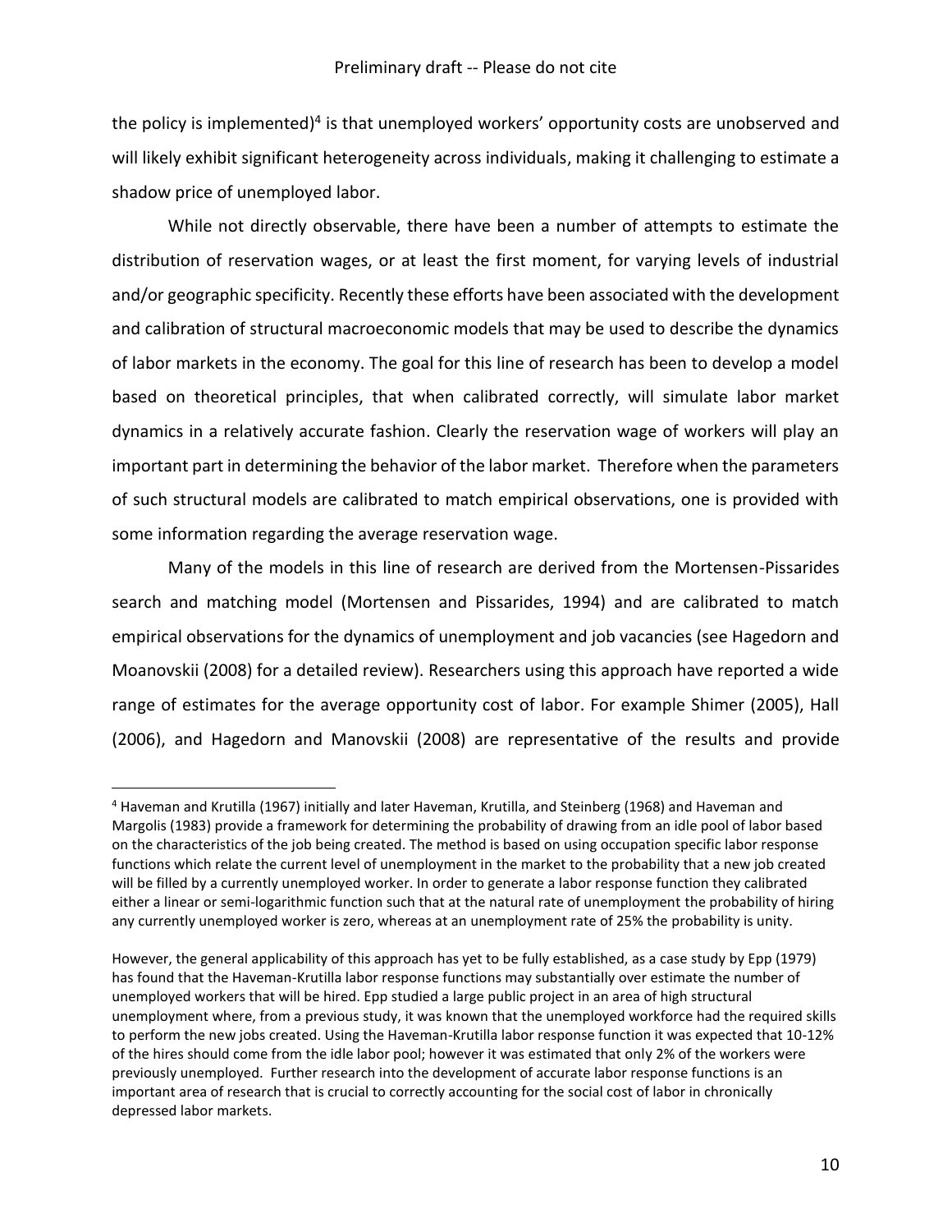the policy is implemented)[4] is that unemployed workers' opportunity costs are unobserved and will likely exhibit significant heterogeneity across individuals, making it challenging to estimate a shadow price of unemployed labor.

While not directly observable, there have been a number of attempts to estimate the distribution of reservation wages, or at least the first moment, for varying levels of industrial and/or geographic specificity. Recently these efforts have been associated with the development and calibration of structural macroeconomic models that may be used to describe the dynamics of labor markets in the economy. The goal for this line of research has been to develop a model based on theoretical principles, that when calibrated correctly, will simulate labor market dynamics in a relatively accurate fashion. Clearly the reservation wage of workers will play an important part in determining the behavior of the labor market. Therefore when the parameters of such structural models are calibrated to match empirical observations, one is provided with some information regarding the average reservation wage.

Many of the models in this line of research are derived from the Mortensen-Pissarides search and matching model (Mortensen and Pissarides, 1994) and are calibrated to match empirical observations for the dynamics of unemployment and job vacancies (see Hagedorn and Moanovskii (2008) for a detailed review). Researchers using this approach have reported a wide range of estimates for the average opportunity cost of labor. For example Shimer (2005), Hall (2006), and Hagedorn and Manovskii (2008) are representative of the results and provide

---

[4] Haveman and Krutilla (1967) initially and later Haveman, Krutilla, and Steinberg (1968) and Haveman and Margolis (1983) provide a framework for determining the probability of drawing from an idle pool of labor based on the characteristics of the job being created. The method is based on using occupation specific labor response functions which relate the current level of unemployment in the market to the probability that a new job created will be filled by a currently unemployed worker. In order to generate a labor response function they calibrated either a linear or semi-logarithmic function such that at the natural rate of unemployment the probability of hiring any currently unemployed worker is zero, whereas at an unemployment rate of 25% the probability is unity.

However, the general applicability of this approach has yet to be fully established, as a case study by Epp (1979) has found that the Haveman-Krutilla labor response functions may substantially over estimate the number of unemployed workers that will be hired. Epp studied a large public project in an area of high structural unemployment where, from a previous study, it was known that the unemployed workforce had the required skills to perform the new jobs created. Using the Haveman-Krutilla labor response function it was expected that 10-12% of the hires should come from the idle labor pool; however it was estimated that only 2% of the workers were previously unemployed. Further research into the development of accurate labor response functions is an important area of research that is crucial to correctly accounting for the social cost of labor in chronically depressed labor markets.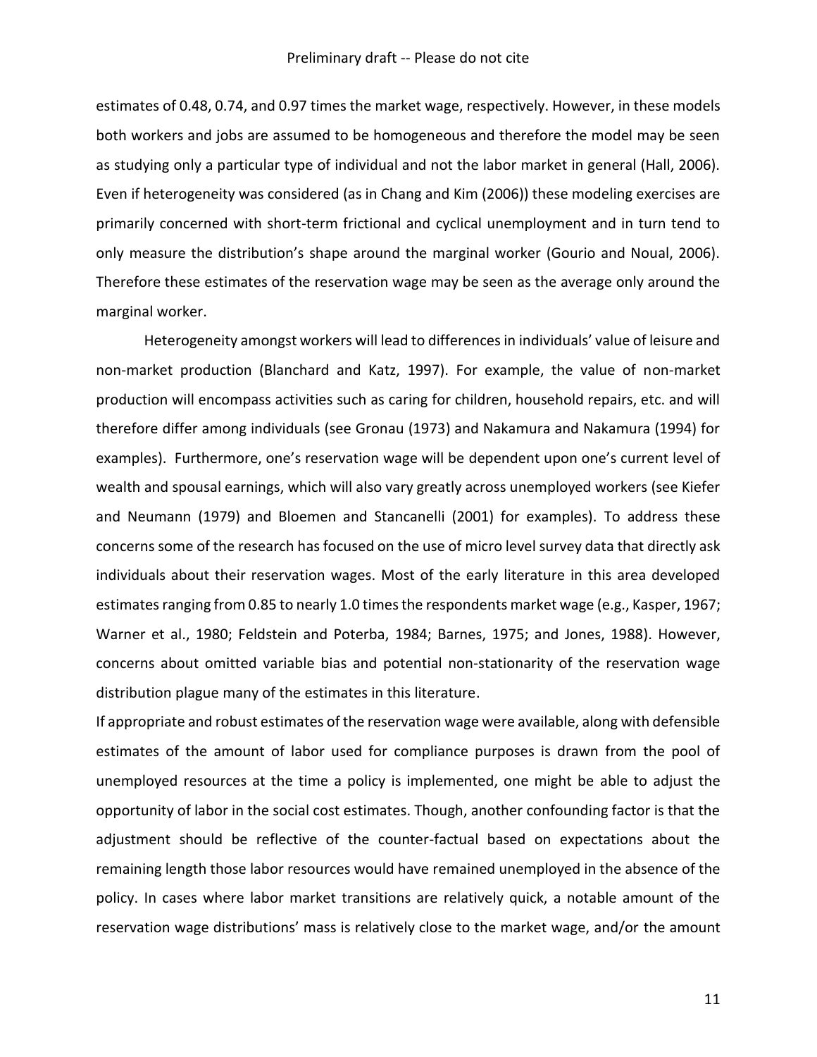estimates of 0.48, 0.74, and 0.97 times the market wage, respectively. However, in these models both workers and jobs are assumed to be homogeneous and therefore the model may be seen as studying only a particular type of individual and not the labor market in general (Hall, 2006). Even if heterogeneity was considered (as in Chang and Kim (2006)) these modeling exercises are primarily concerned with short-term frictional and cyclical unemployment and in turn tend to only measure the distribution's shape around the marginal worker (Gourio and Noual, 2006). Therefore these estimates of the reservation wage may be seen as the average only around the marginal worker.

Heterogeneity amongst workers will lead to differences in individuals' value of leisure and non-market production (Blanchard and Katz, 1997). For example, the value of non-market production will encompass activities such as caring for children, household repairs, etc. and will therefore differ among individuals (see Gronau (1973) and Nakamura and Nakamura (1994) for examples). Furthermore, one's reservation wage will be dependent upon one's current level of wealth and spousal earnings, which will also vary greatly across unemployed workers (see Kiefer and Neumann (1979) and Bloemen and Stancanelli (2001) for examples). To address these concerns some of the research has focused on the use of micro level survey data that directly ask individuals about their reservation wages. Most of the early literature in this area developed estimates ranging from 0.85 to nearly 1.0 times the respondents market wage (e.g., Kasper, 1967; Warner et al., 1980; Feldstein and Poterba, 1984; Barnes, 1975; and Jones, 1988). However, concerns about omitted variable bias and potential non-stationarity of the reservation wage distribution plague many of the estimates in this literature.

If appropriate and robust estimates of the reservation wage were available, along with defensible estimates of the amount of labor used for compliance purposes is drawn from the pool of unemployed resources at the time a policy is implemented, one might be able to adjust the opportunity of labor in the social cost estimates. Though, another confounding factor is that the adjustment should be reflective of the counter-factual based on expectations about the remaining length those labor resources would have remained unemployed in the absence of the policy. In cases where labor market transitions are relatively quick, a notable amount of the reservation wage distributions' mass is relatively close to the market wage, and/or the amount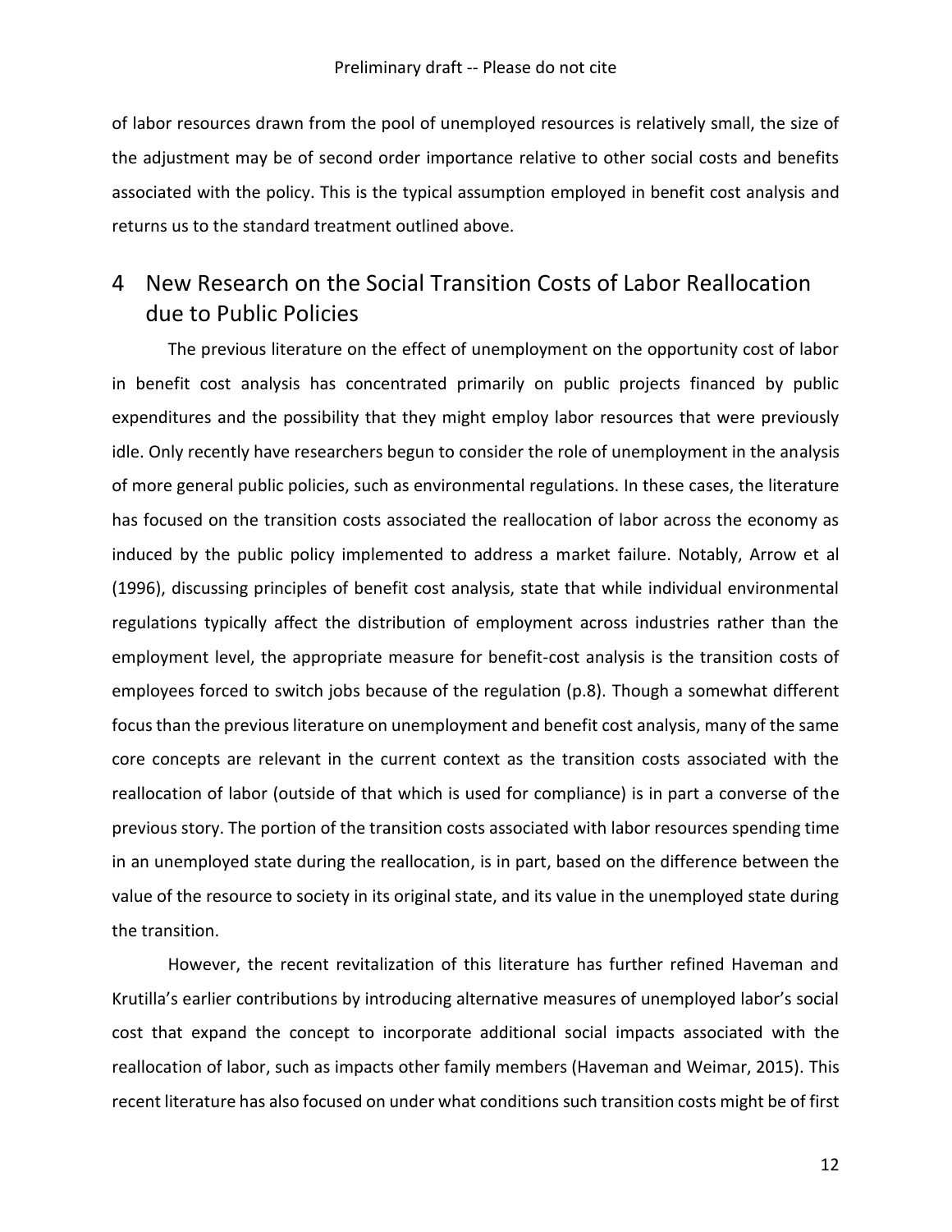of labor resources drawn from the pool of unemployed resources is relatively small, the size of the adjustment may be of second order importance relative to other social costs and benefits associated with the policy. This is the typical assumption employed in benefit cost analysis and returns us to the standard treatment outlined above.

# 4 New Research on the Social Transition Costs of Labor Reallocation due to Public Policies

The previous literature on the effect of unemployment on the opportunity cost of labor in benefit cost analysis has concentrated primarily on public projects financed by public expenditures and the possibility that they might employ labor resources that were previously idle. Only recently have researchers begun to consider the role of unemployment in the analysis of more general public policies, such as environmental regulations. In these cases, the literature has focused on the transition costs associated the reallocation of labor across the economy as induced by the public policy implemented to address a market failure. Notably, Arrow et al (1996), discussing principles of benefit cost analysis, state that while individual environmental regulations typically affect the distribution of employment across industries rather than the employment level, the appropriate measure for benefit-cost analysis is the transition costs of employees forced to switch jobs because of the regulation (p.8). Though a somewhat different focus than the previous literature on unemployment and benefit cost analysis, many of the same core concepts are relevant in the current context as the transition costs associated with the reallocation of labor (outside of that which is used for compliance) is in part a converse of the previous story. The portion of the transition costs associated with labor resources spending time in an unemployed state during the reallocation, is in part, based on the difference between the value of the resource to society in its original state, and its value in the unemployed state during the transition.

However, the recent revitalization of this literature has further refined Haveman and Krutilla's earlier contributions by introducing alternative measures of unemployed labor's social cost that expand the concept to incorporate additional social impacts associated with the reallocation of labor, such as impacts other family members (Haveman and Weimar, 2015). This recent literature has also focused on under what conditions such transition costs might be of first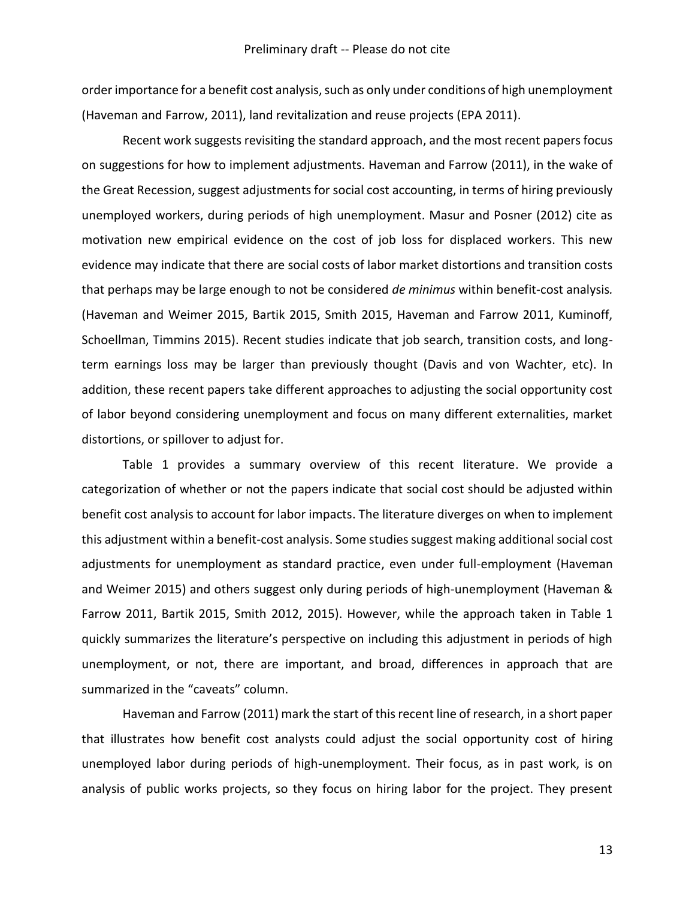order importance for a benefit cost analysis, such as only under conditions of high unemployment (Haveman and Farrow, 2011), land revitalization and reuse projects (EPA 2011).

Recent work suggests revisiting the standard approach, and the most recent papers focus on suggestions for how to implement adjustments. Haveman and Farrow (2011), in the wake of the Great Recession, suggest adjustments for social cost accounting, in terms of hiring previously unemployed workers, during periods of high unemployment. Masur and Posner (2012) cite as motivation new empirical evidence on the cost of job loss for displaced workers. This new evidence may indicate that there are social costs of labor market distortions and transition costs that perhaps may be large enough to not be considered *de minimus* within benefit-cost analysis. (Haveman and Weimer 2015, Bartik 2015, Smith 2015, Haveman and Farrow 2011, Kuminoff, Schoellman, Timmins 2015). Recent studies indicate that job search, transition costs, and long-term earnings loss may be larger than previously thought (Davis and von Wachter, etc). In addition, these recent papers take different approaches to adjusting the social opportunity cost of labor beyond considering unemployment and focus on many different externalities, market distortions, or spillover to adjust for.

Table 1 provides a summary overview of this recent literature. We provide a categorization of whether or not the papers indicate that social cost should be adjusted within benefit cost analysis to account for labor impacts. The literature diverges on when to implement this adjustment within a benefit-cost analysis. Some studies suggest making additional social cost adjustments for unemployment as standard practice, even under full-employment (Haveman and Weimer 2015) and others suggest only during periods of high-unemployment (Haveman & Farrow 2011, Bartik 2015, Smith 2012, 2015). However, while the approach taken in Table 1 quickly summarizes the literature's perspective on including this adjustment in periods of high unemployment, or not, there are important, and broad, differences in approach that are summarized in the "caveats" column.

Haveman and Farrow (2011) mark the start of this recent line of research, in a short paper that illustrates how benefit cost analysts could adjust the social opportunity cost of hiring unemployed labor during periods of high-unemployment. Their focus, as in past work, is on analysis of public works projects, so they focus on hiring labor for the project. They present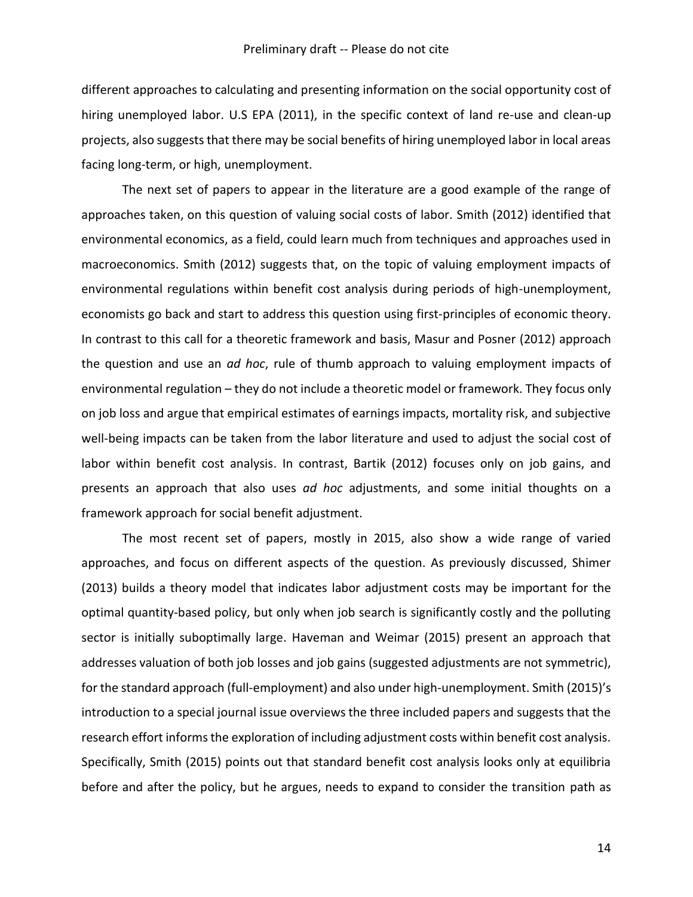different approaches to calculating and presenting information on the social opportunity cost of hiring unemployed labor. U.S EPA (2011), in the specific context of land re-use and clean-up projects, also suggests that there may be social benefits of hiring unemployed labor in local areas facing long-term, or high, unemployment.

The next set of papers to appear in the literature are a good example of the range of approaches taken, on this question of valuing social costs of labor. Smith (2012) identified that environmental economics, as a field, could learn much from techniques and approaches used in macroeconomics. Smith (2012) suggests that, on the topic of valuing employment impacts of environmental regulations within benefit cost analysis during periods of high-unemployment, economists go back and start to address this question using first-principles of economic theory. In contrast to this call for a theoretic framework and basis, Masur and Posner (2012) approach the question and use an *ad hoc*, rule of thumb approach to valuing employment impacts of environmental regulation – they do not include a theoretic model or framework. They focus only on job loss and argue that empirical estimates of earnings impacts, mortality risk, and subjective well-being impacts can be taken from the labor literature and used to adjust the social cost of labor within benefit cost analysis. In contrast, Bartik (2012) focuses only on job gains, and presents an approach that also uses *ad hoc* adjustments, and some initial thoughts on a framework approach for social benefit adjustment.

The most recent set of papers, mostly in 2015, also show a wide range of varied approaches, and focus on different aspects of the question. As previously discussed, Shimer (2013) builds a theory model that indicates labor adjustment costs may be important for the optimal quantity-based policy, but only when job search is significantly costly and the polluting sector is initially suboptimally large. Haveman and Weimar (2015) present an approach that addresses valuation of both job losses and job gains (suggested adjustments are not symmetric), for the standard approach (full-employment) and also under high-unemployment. Smith (2015)'s introduction to a special journal issue overviews the three included papers and suggests that the research effort informs the exploration of including adjustment costs within benefit cost analysis. Specifically, Smith (2015) points out that standard benefit cost analysis looks only at equilibria before and after the policy, but he argues, needs to expand to consider the transition path as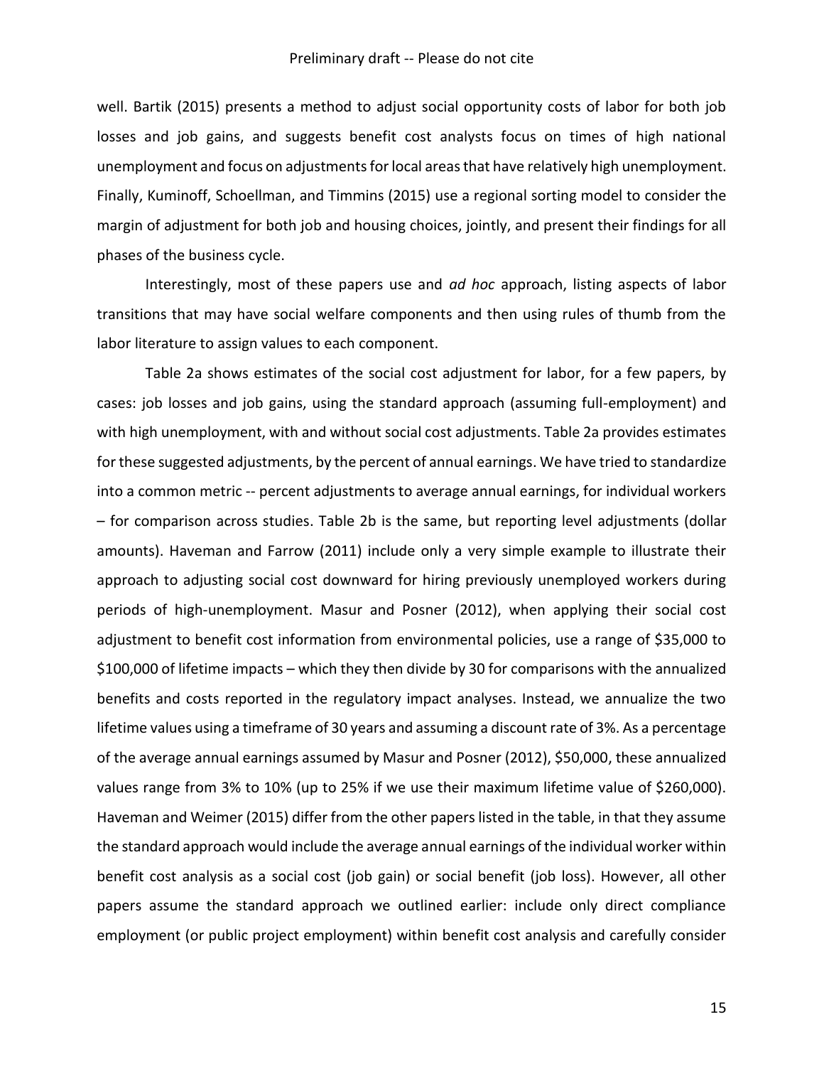well. Bartik (2015) presents a method to adjust social opportunity costs of labor for both job losses and job gains, and suggests benefit cost analysts focus on times of high national unemployment and focus on adjustments for local areas that have relatively high unemployment. Finally, Kuminoff, Schoellman, and Timmins (2015) use a regional sorting model to consider the margin of adjustment for both job and housing choices, jointly, and present their findings for all phases of the business cycle.

Interestingly, most of these papers use and *ad hoc* approach, listing aspects of labor transitions that may have social welfare components and then using rules of thumb from the labor literature to assign values to each component.

Table 2a shows estimates of the social cost adjustment for labor, for a few papers, by cases: job losses and job gains, using the standard approach (assuming full-employment) and with high unemployment, with and without social cost adjustments. Table 2a provides estimates for these suggested adjustments, by the percent of annual earnings. We have tried to standardize into a common metric -- percent adjustments to average annual earnings, for individual workers – for comparison across studies. Table 2b is the same, but reporting level adjustments (dollar amounts). Haveman and Farrow (2011) include only a very simple example to illustrate their approach to adjusting social cost downward for hiring previously unemployed workers during periods of high-unemployment. Masur and Posner (2012), when applying their social cost adjustment to benefit cost information from environmental policies, use a range of $35,000 to $100,000 of lifetime impacts – which they then divide by 30 for comparisons with the annualized benefits and costs reported in the regulatory impact analyses. Instead, we annualize the two lifetime values using a timeframe of 30 years and assuming a discount rate of 3%. As a percentage of the average annual earnings assumed by Masur and Posner (2012), $50,000, these annualized values range from 3% to 10% (up to 25% if we use their maximum lifetime value of $260,000). Haveman and Weimer (2015) differ from the other papers listed in the table, in that they assume the standard approach would include the average annual earnings of the individual worker within benefit cost analysis as a social cost (job gain) or social benefit (job loss). However, all other papers assume the standard approach we outlined earlier: include only direct compliance employment (or public project employment) within benefit cost analysis and carefully consider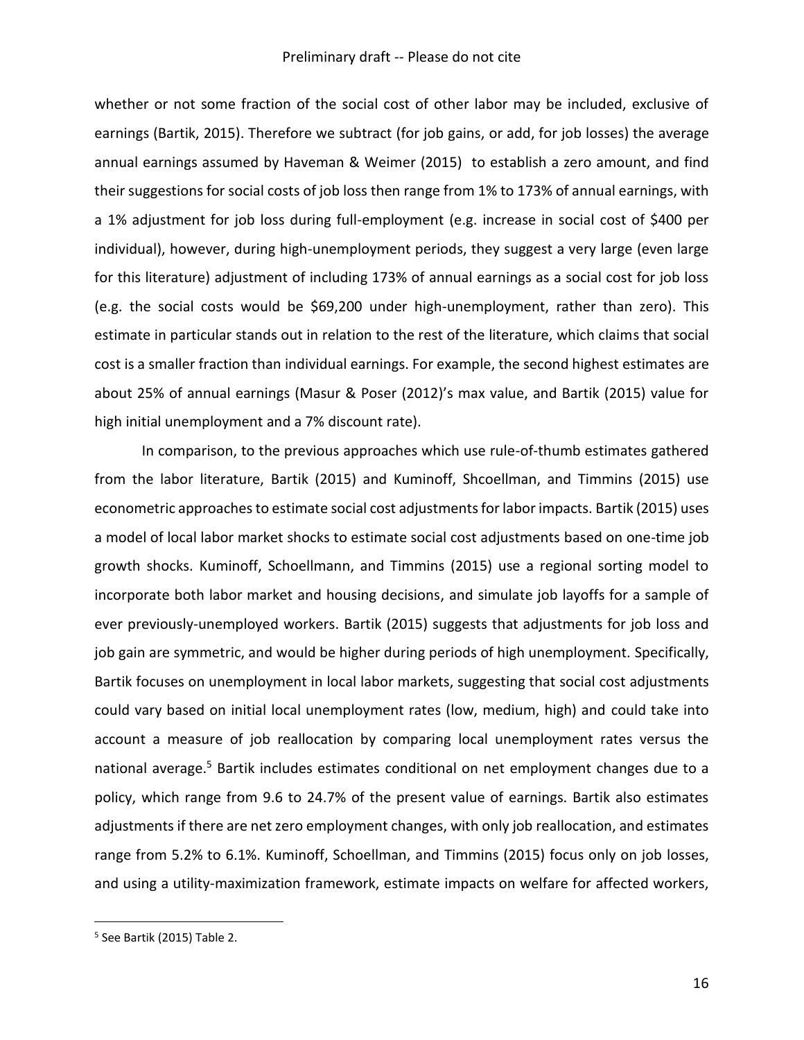whether or not some fraction of the social cost of other labor may be included, exclusive of earnings (Bartik, 2015). Therefore we subtract (for job gains, or add, for job losses) the average annual earnings assumed by Haveman & Weimer (2015) to establish a zero amount, and find their suggestions for social costs of job loss then range from 1% to 173% of annual earnings, with a 1% adjustment for job loss during full-employment (e.g. increase in social cost of $400 per individual), however, during high-unemployment periods, they suggest a very large (even large for this literature) adjustment of including 173% of annual earnings as a social cost for job loss (e.g. the social costs would be $69,200 under high-unemployment, rather than zero). This estimate in particular stands out in relation to the rest of the literature, which claims that social cost is a smaller fraction than individual earnings. For example, the second highest estimates are about 25% of annual earnings (Masur & Poser (2012)'s max value, and Bartik (2015) value for high initial unemployment and a 7% discount rate).

In comparison, to the previous approaches which use rule-of-thumb estimates gathered from the labor literature, Bartik (2015) and Kuminoff, Shcoellman, and Timmins (2015) use econometric approaches to estimate social cost adjustments for labor impacts. Bartik (2015) uses a model of local labor market shocks to estimate social cost adjustments based on one-time job growth shocks. Kuminoff, Schoellmann, and Timmins (2015) use a regional sorting model to incorporate both labor market and housing decisions, and simulate job layoffs for a sample of ever previously-unemployed workers. Bartik (2015) suggests that adjustments for job loss and job gain are symmetric, and would be higher during periods of high unemployment. Specifically, Bartik focuses on unemployment in local labor markets, suggesting that social cost adjustments could vary based on initial local unemployment rates (low, medium, high) and could take into account a measure of job reallocation by comparing local unemployment rates versus the national average.[5] Bartik includes estimates conditional on net employment changes due to a policy, which range from 9.6 to 24.7% of the present value of earnings. Bartik also estimates adjustments if there are net zero employment changes, with only job reallocation, and estimates range from 5.2% to 6.1%. Kuminoff, Schoellman, and Timmins (2015) focus only on job losses, and using a utility-maximization framework, estimate impacts on welfare for affected workers,

[5] See Bartik (2015) Table 2.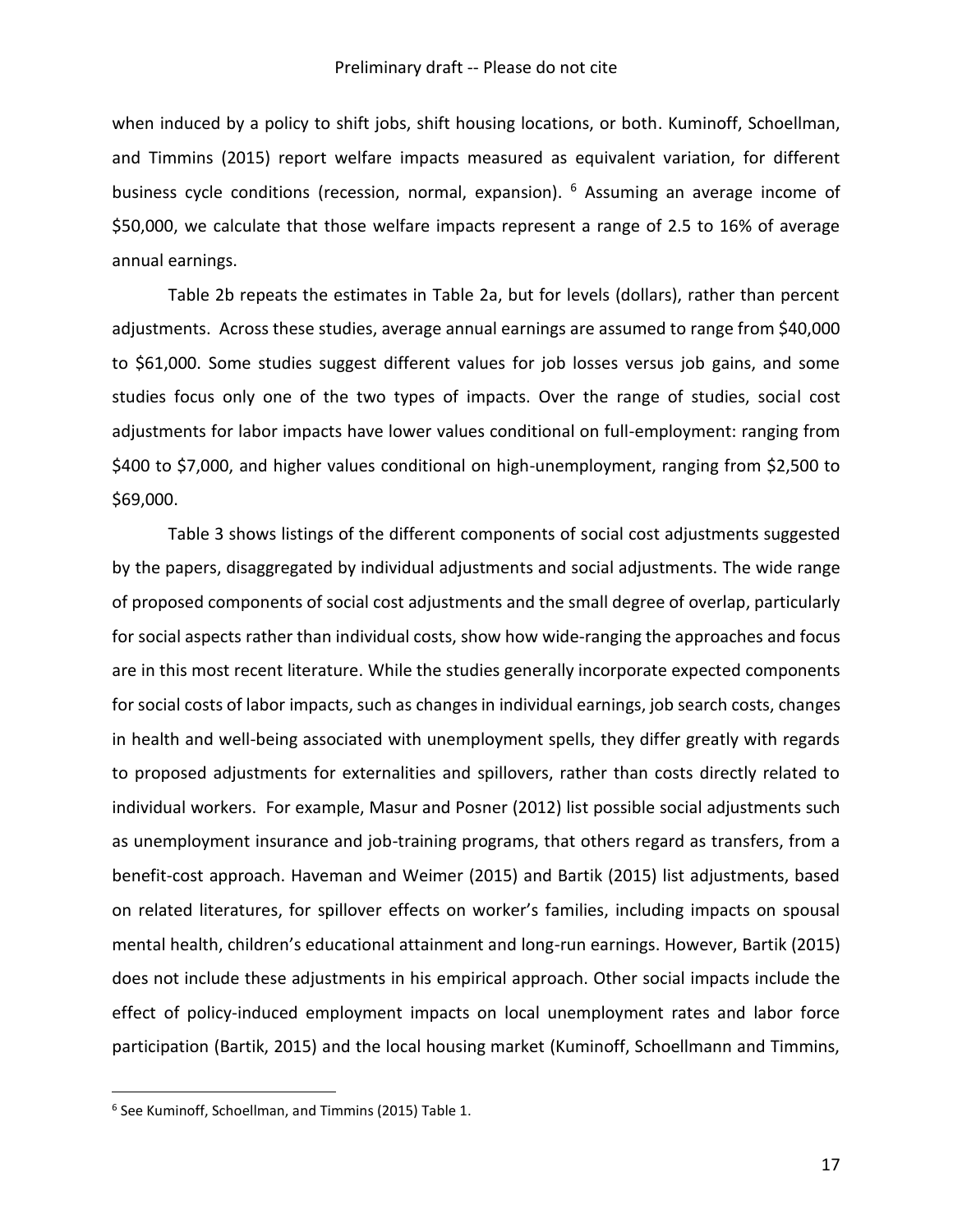when induced by a policy to shift jobs, shift housing locations, or both. Kuminoff, Schoellman, and Timmins (2015) report welfare impacts measured as equivalent variation, for different business cycle conditions (recession, normal, expansion). [6] Assuming an average income of \$50,000, we calculate that those welfare impacts represent a range of 2.5 to 16% of average annual earnings.

Table 2b repeats the estimates in Table 2a, but for levels (dollars), rather than percent adjustments. Across these studies, average annual earnings are assumed to range from \$40,000 to \$61,000. Some studies suggest different values for job losses versus job gains, and some studies focus only one of the two types of impacts. Over the range of studies, social cost adjustments for labor impacts have lower values conditional on full-employment: ranging from \$400 to \$7,000, and higher values conditional on high-unemployment, ranging from \$2,500 to \$69,000.

Table 3 shows listings of the different components of social cost adjustments suggested by the papers, disaggregated by individual adjustments and social adjustments. The wide range of proposed components of social cost adjustments and the small degree of overlap, particularly for social aspects rather than individual costs, show how wide-ranging the approaches and focus are in this most recent literature. While the studies generally incorporate expected components for social costs of labor impacts, such as changes in individual earnings, job search costs, changes in health and well-being associated with unemployment spells, they differ greatly with regards to proposed adjustments for externalities and spillovers, rather than costs directly related to individual workers. For example, Masur and Posner (2012) list possible social adjustments such as unemployment insurance and job-training programs, that others regard as transfers, from a benefit-cost approach. Haveman and Weimer (2015) and Bartik (2015) list adjustments, based on related literatures, for spillover effects on worker's families, including impacts on spousal mental health, children's educational attainment and long-run earnings. However, Bartik (2015) does not include these adjustments in his empirical approach. Other social impacts include the effect of policy-induced employment impacts on local unemployment rates and labor force participation (Bartik, 2015) and the local housing market (Kuminoff, Schoellmann and Timmins,

[6] See Kuminoff, Schoellman, and Timmins (2015) Table 1.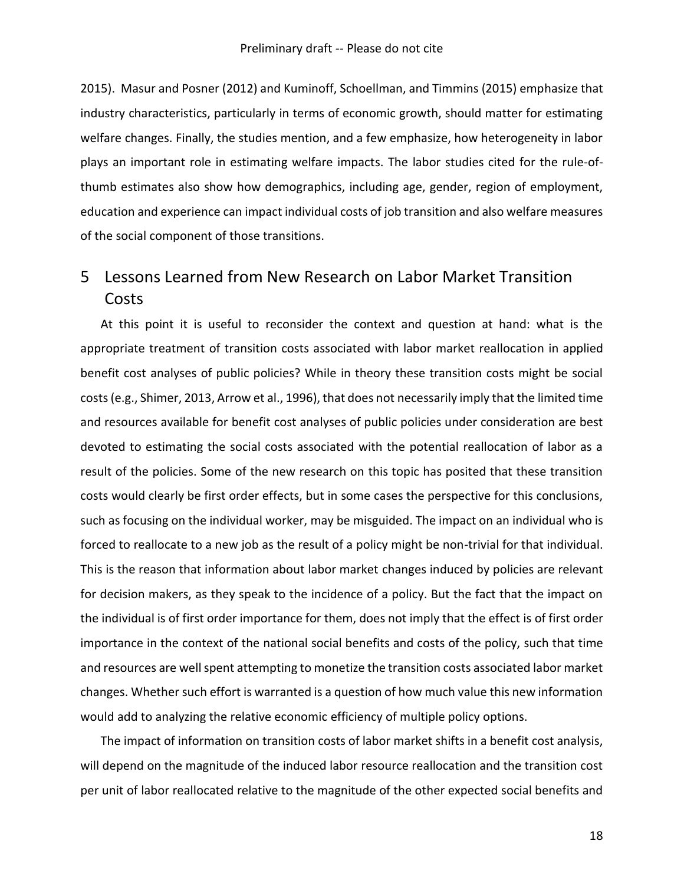2015). Masur and Posner (2012) and Kuminoff, Schoellman, and Timmins (2015) emphasize that industry characteristics, particularly in terms of economic growth, should matter for estimating welfare changes. Finally, the studies mention, and a few emphasize, how heterogeneity in labor plays an important role in estimating welfare impacts. The labor studies cited for the rule-of-thumb estimates also show how demographics, including age, gender, region of employment, education and experience can impact individual costs of job transition and also welfare measures of the social component of those transitions.

# 5 Lessons Learned from New Research on Labor Market Transition Costs

At this point it is useful to reconsider the context and question at hand: what is the appropriate treatment of transition costs associated with labor market reallocation in applied benefit cost analyses of public policies? While in theory these transition costs might be social costs (e.g., Shimer, 2013, Arrow et al., 1996), that does not necessarily imply that the limited time and resources available for benefit cost analyses of public policies under consideration are best devoted to estimating the social costs associated with the potential reallocation of labor as a result of the policies. Some of the new research on this topic has posited that these transition costs would clearly be first order effects, but in some cases the perspective for this conclusions, such as focusing on the individual worker, may be misguided. The impact on an individual who is forced to reallocate to a new job as the result of a policy might be non-trivial for that individual. This is the reason that information about labor market changes induced by policies are relevant for decision makers, as they speak to the incidence of a policy. But the fact that the impact on the individual is of first order importance for them, does not imply that the effect is of first order importance in the context of the national social benefits and costs of the policy, such that time and resources are well spent attempting to monetize the transition costs associated labor market changes. Whether such effort is warranted is a question of how much value this new information would add to analyzing the relative economic efficiency of multiple policy options.

The impact of information on transition costs of labor market shifts in a benefit cost analysis, will depend on the magnitude of the induced labor resource reallocation and the transition cost per unit of labor reallocated relative to the magnitude of the other expected social benefits and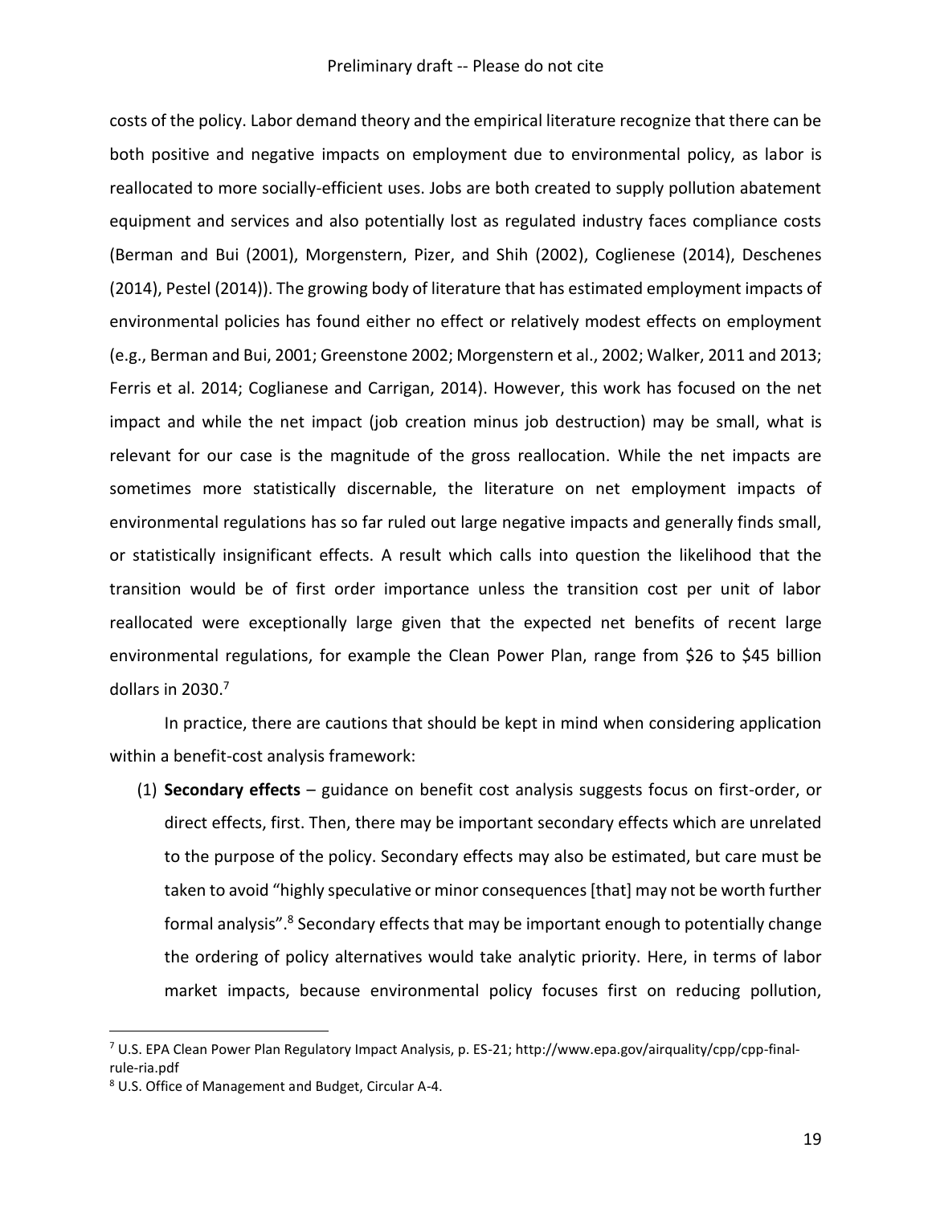costs of the policy. Labor demand theory and the empirical literature recognize that there can be both positive and negative impacts on employment due to environmental policy, as labor is reallocated to more socially-efficient uses. Jobs are both created to supply pollution abatement equipment and services and also potentially lost as regulated industry faces compliance costs (Berman and Bui (2001), Morgenstern, Pizer, and Shih (2002), Coglienese (2014), Deschenes (2014), Pestel (2014)). The growing body of literature that has estimated employment impacts of environmental policies has found either no effect or relatively modest effects on employment (e.g., Berman and Bui, 2001; Greenstone 2002; Morgenstern et al., 2002; Walker, 2011 and 2013; Ferris et al. 2014; Coglianese and Carrigan, 2014). However, this work has focused on the net impact and while the net impact (job creation minus job destruction) may be small, what is relevant for our case is the magnitude of the gross reallocation. While the net impacts are sometimes more statistically discernable, the literature on net employment impacts of environmental regulations has so far ruled out large negative impacts and generally finds small, or statistically insignificant effects. A result which calls into question the likelihood that the transition would be of first order importance unless the transition cost per unit of labor reallocated were exceptionally large given that the expected net benefits of recent large environmental regulations, for example the Clean Power Plan, range from $26 to $45 billion dollars in 2030.[7]

In practice, there are cautions that should be kept in mind when considering application within a benefit-cost analysis framework:

(1) **Secondary effects** – guidance on benefit cost analysis suggests focus on first-order, or direct effects, first. Then, there may be important secondary effects which are unrelated to the purpose of the policy. Secondary effects may also be estimated, but care must be taken to avoid "highly speculative or minor consequences [that] may not be worth further formal analysis".[8] Secondary effects that may be important enough to potentially change the ordering of policy alternatives would take analytic priority. Here, in terms of labor market impacts, because environmental policy focuses first on reducing pollution,

---

[7] U.S. EPA Clean Power Plan Regulatory Impact Analysis, p. ES-21; http://www.epa.gov/airquality/cpp/cpp-final-rule-ria.pdf

[8] U.S. Office of Management and Budget, Circular A-4.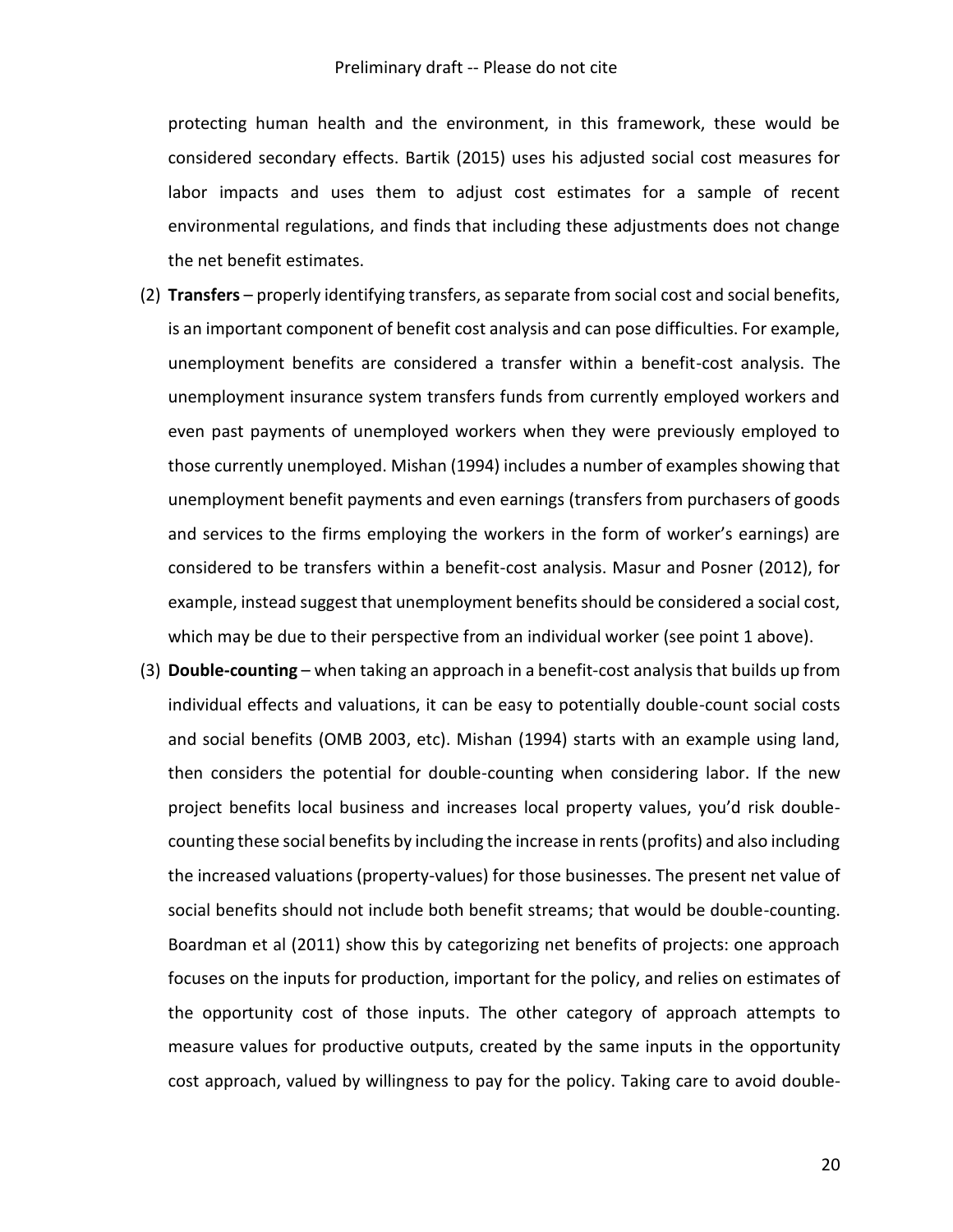protecting human health and the environment, in this framework, these would be considered secondary effects. Bartik (2015) uses his adjusted social cost measures for labor impacts and uses them to adjust cost estimates for a sample of recent environmental regulations, and finds that including these adjustments does not change the net benefit estimates.

(2) **Transfers** – properly identifying transfers, as separate from social cost and social benefits, is an important component of benefit cost analysis and can pose difficulties. For example, unemployment benefits are considered a transfer within a benefit-cost analysis. The unemployment insurance system transfers funds from currently employed workers and even past payments of unemployed workers when they were previously employed to those currently unemployed. Mishan (1994) includes a number of examples showing that unemployment benefit payments and even earnings (transfers from purchasers of goods and services to the firms employing the workers in the form of worker's earnings) are considered to be transfers within a benefit-cost analysis. Masur and Posner (2012), for example, instead suggest that unemployment benefits should be considered a social cost, which may be due to their perspective from an individual worker (see point 1 above).

(3) **Double-counting** – when taking an approach in a benefit-cost analysis that builds up from individual effects and valuations, it can be easy to potentially double-count social costs and social benefits (OMB 2003, etc). Mishan (1994) starts with an example using land, then considers the potential for double-counting when considering labor. If the new project benefits local business and increases local property values, you'd risk double-counting these social benefits by including the increase in rents (profits) and also including the increased valuations (property-values) for those businesses. The present net value of social benefits should not include both benefit streams; that would be double-counting. Boardman et al (2011) show this by categorizing net benefits of projects: one approach focuses on the inputs for production, important for the policy, and relies on estimates of the opportunity cost of those inputs. The other category of approach attempts to measure values for productive outputs, created by the same inputs in the opportunity cost approach, valued by willingness to pay for the policy. Taking care to avoid double-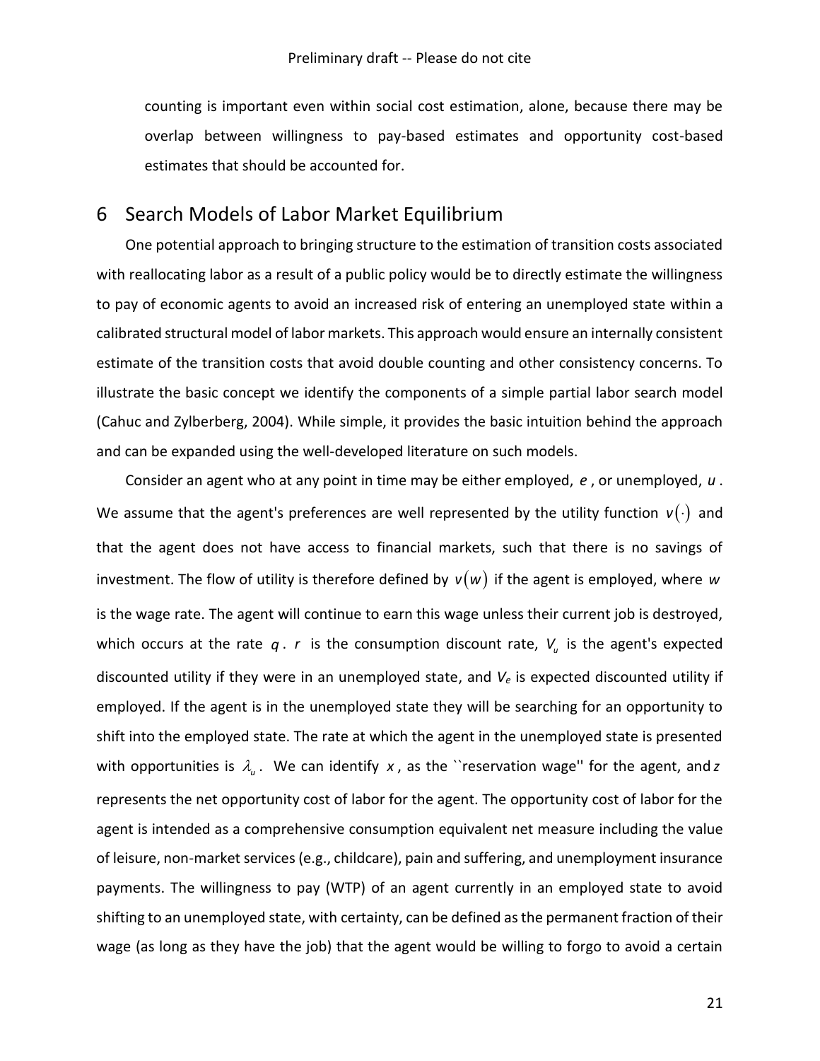counting is important even within social cost estimation, alone, because there may be overlap between willingness to pay-based estimates and opportunity cost-based estimates that should be accounted for.

# 6 Search Models of Labor Market Equilibrium

One potential approach to bringing structure to the estimation of transition costs associated with reallocating labor as a result of a public policy would be to directly estimate the willingness to pay of economic agents to avoid an increased risk of entering an unemployed state within a calibrated structural model of labor markets. This approach would ensure an internally consistent estimate of the transition costs that avoid double counting and other consistency concerns. To illustrate the basic concept we identify the components of a simple partial labor search model (Cahuc and Zylberberg, 2004). While simple, it provides the basic intuition behind the approach and can be expanded using the well-developed literature on such models.

Consider an agent who at any point in time may be either employed, $e$, or unemployed, $u$. We assume that the agent's preferences are well represented by the utility function $v(\cdot)$ and that the agent does not have access to financial markets, such that there is no savings of investment. The flow of utility is therefore defined by $v(w)$ if the agent is employed, where $w$ is the wage rate. The agent will continue to earn this wage unless their current job is destroyed, which occurs at the rate $q$. $r$ is the consumption discount rate, $V_u$ is the agent's expected discounted utility if they were in an unemployed state, and $V_e$ is expected discounted utility if employed. If the agent is in the unemployed state they will be searching for an opportunity to shift into the employed state. The rate at which the agent in the unemployed state is presented with opportunities is $\lambda_u$. We can identify $x$, as the ``reservation wage'' for the agent, and $z$ represents the net opportunity cost of labor for the agent. The opportunity cost of labor for the agent is intended as a comprehensive consumption equivalent net measure including the value of leisure, non-market services (e.g., childcare), pain and suffering, and unemployment insurance payments. The willingness to pay (WTP) of an agent currently in an employed state to avoid shifting to an unemployed state, with certainty, can be defined as the permanent fraction of their wage (as long as they have the job) that the agent would be willing to forgo to avoid a certain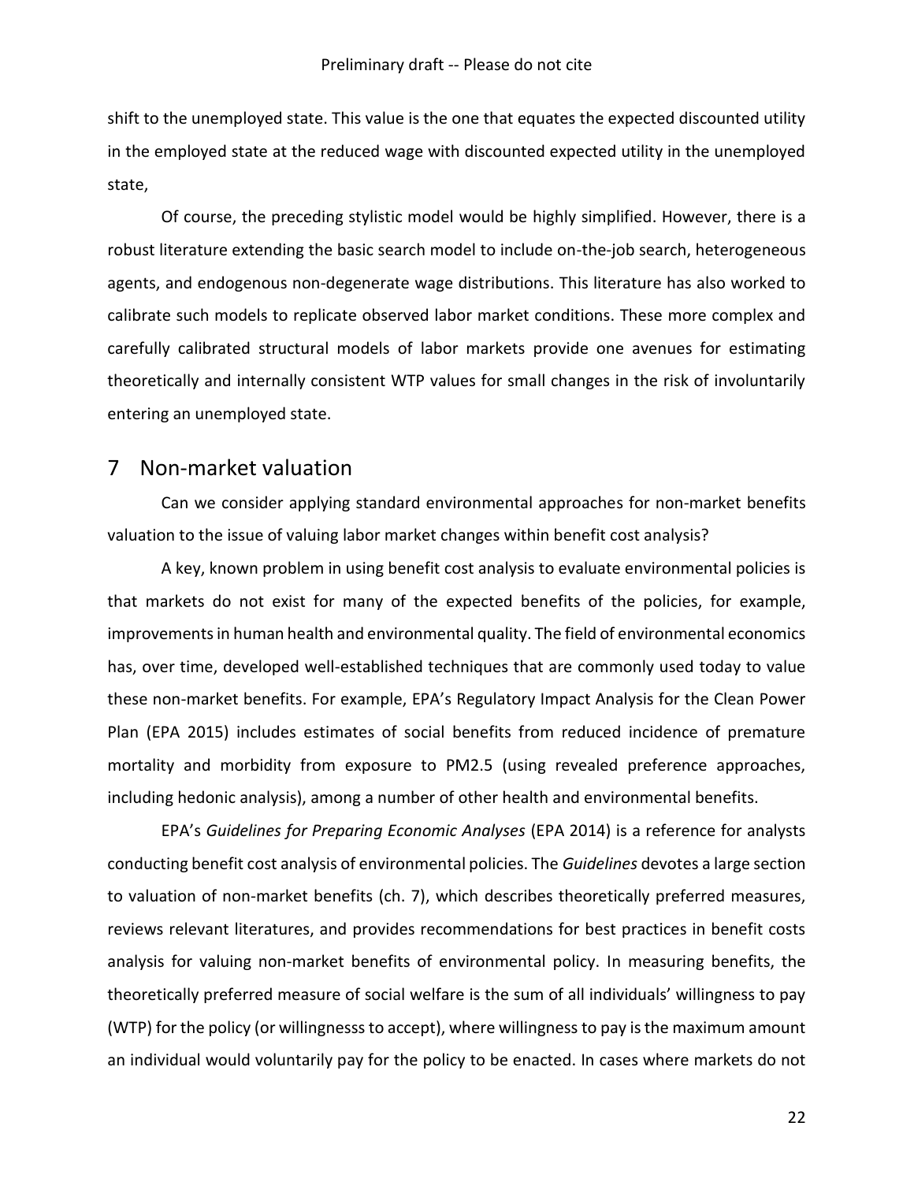shift to the unemployed state. This value is the one that equates the expected discounted utility in the employed state at the reduced wage with discounted expected utility in the unemployed state,

Of course, the preceding stylistic model would be highly simplified. However, there is a robust literature extending the basic search model to include on-the-job search, heterogeneous agents, and endogenous non-degenerate wage distributions. This literature has also worked to calibrate such models to replicate observed labor market conditions. These more complex and carefully calibrated structural models of labor markets provide one avenues for estimating theoretically and internally consistent WTP values for small changes in the risk of involuntarily entering an unemployed state.

# 7 Non-market valuation

Can we consider applying standard environmental approaches for non-market benefits valuation to the issue of valuing labor market changes within benefit cost analysis?

A key, known problem in using benefit cost analysis to evaluate environmental policies is that markets do not exist for many of the expected benefits of the policies, for example, improvements in human health and environmental quality. The field of environmental economics has, over time, developed well-established techniques that are commonly used today to value these non-market benefits. For example, EPA's Regulatory Impact Analysis for the Clean Power Plan (EPA 2015) includes estimates of social benefits from reduced incidence of premature mortality and morbidity from exposure to PM2.5 (using revealed preference approaches, including hedonic analysis), among a number of other health and environmental benefits.

EPA's *Guidelines for Preparing Economic Analyses* (EPA 2014) is a reference for analysts conducting benefit cost analysis of environmental policies. The *Guidelines* devotes a large section to valuation of non-market benefits (ch. 7), which describes theoretically preferred measures, reviews relevant literatures, and provides recommendations for best practices in benefit costs analysis for valuing non-market benefits of environmental policy. In measuring benefits, the theoretically preferred measure of social welfare is the sum of all individuals' willingness to pay (WTP) for the policy (or willingnesss to accept), where willingness to pay is the maximum amount an individual would voluntarily pay for the policy to be enacted. In cases where markets do not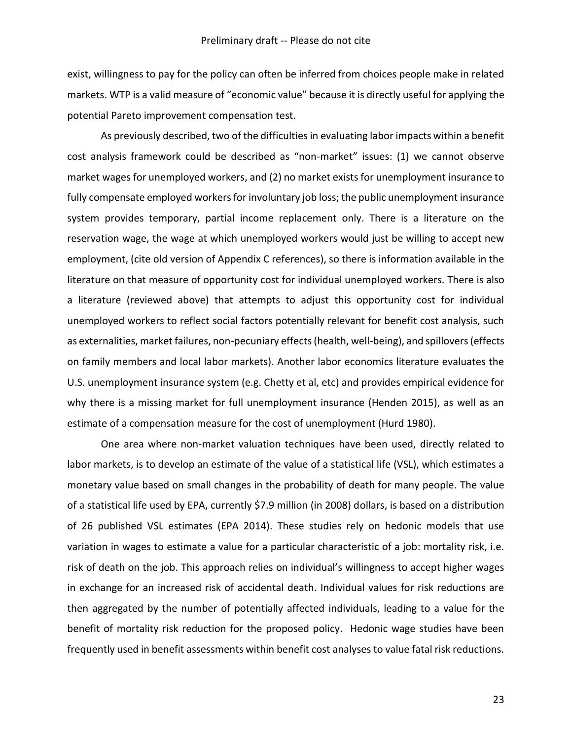exist, willingness to pay for the policy can often be inferred from choices people make in related markets. WTP is a valid measure of "economic value" because it is directly useful for applying the potential Pareto improvement compensation test.

As previously described, two of the difficulties in evaluating labor impacts within a benefit cost analysis framework could be described as "non-market" issues: (1) we cannot observe market wages for unemployed workers, and (2) no market exists for unemployment insurance to fully compensate employed workers for involuntary job loss; the public unemployment insurance system provides temporary, partial income replacement only. There is a literature on the reservation wage, the wage at which unemployed workers would just be willing to accept new employment, (cite old version of Appendix C references), so there is information available in the literature on that measure of opportunity cost for individual unemployed workers. There is also a literature (reviewed above) that attempts to adjust this opportunity cost for individual unemployed workers to reflect social factors potentially relevant for benefit cost analysis, such as externalities, market failures, non-pecuniary effects (health, well-being), and spillovers (effects on family members and local labor markets). Another labor economics literature evaluates the U.S. unemployment insurance system (e.g. Chetty et al, etc) and provides empirical evidence for why there is a missing market for full unemployment insurance (Henden 2015), as well as an estimate of a compensation measure for the cost of unemployment (Hurd 1980).

One area where non-market valuation techniques have been used, directly related to labor markets, is to develop an estimate of the value of a statistical life (VSL), which estimates a monetary value based on small changes in the probability of death for many people. The value of a statistical life used by EPA, currently $7.9 million (in 2008) dollars, is based on a distribution of 26 published VSL estimates (EPA 2014). These studies rely on hedonic models that use variation in wages to estimate a value for a particular characteristic of a job: mortality risk, i.e. risk of death on the job. This approach relies on individual's willingness to accept higher wages in exchange for an increased risk of accidental death. Individual values for risk reductions are then aggregated by the number of potentially affected individuals, leading to a value for the benefit of mortality risk reduction for the proposed policy. Hedonic wage studies have been frequently used in benefit assessments within benefit cost analyses to value fatal risk reductions.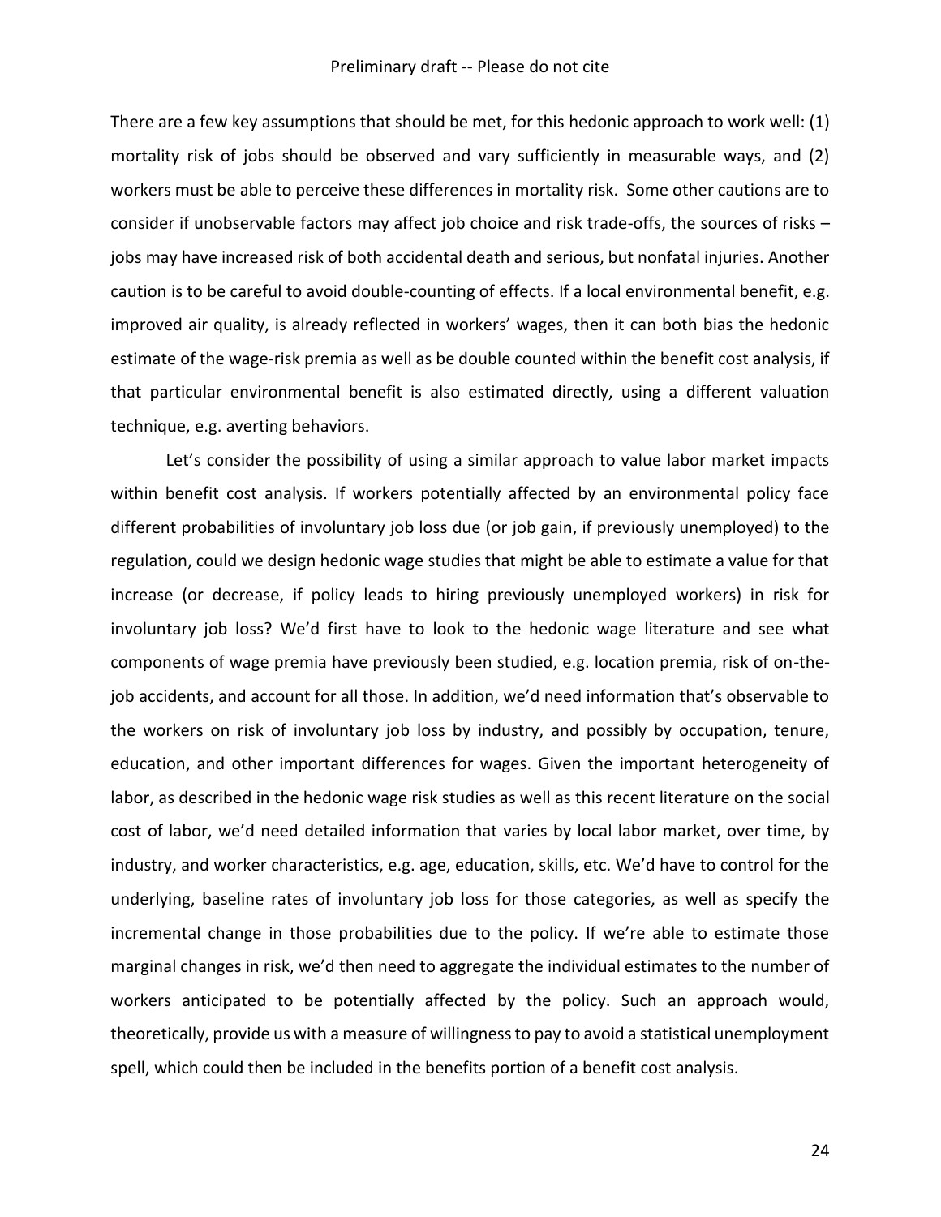There are a few key assumptions that should be met, for this hedonic approach to work well: (1) mortality risk of jobs should be observed and vary sufficiently in measurable ways, and (2) workers must be able to perceive these differences in mortality risk. Some other cautions are to consider if unobservable factors may affect job choice and risk trade-offs, the sources of risks – jobs may have increased risk of both accidental death and serious, but nonfatal injuries. Another caution is to be careful to avoid double-counting of effects. If a local environmental benefit, e.g. improved air quality, is already reflected in workers' wages, then it can both bias the hedonic estimate of the wage-risk premia as well as be double counted within the benefit cost analysis, if that particular environmental benefit is also estimated directly, using a different valuation technique, e.g. averting behaviors.

Let's consider the possibility of using a similar approach to value labor market impacts within benefit cost analysis. If workers potentially affected by an environmental policy face different probabilities of involuntary job loss due (or job gain, if previously unemployed) to the regulation, could we design hedonic wage studies that might be able to estimate a value for that increase (or decrease, if policy leads to hiring previously unemployed workers) in risk for involuntary job loss? We'd first have to look to the hedonic wage literature and see what components of wage premia have previously been studied, e.g. location premia, risk of on-the-job accidents, and account for all those. In addition, we'd need information that's observable to the workers on risk of involuntary job loss by industry, and possibly by occupation, tenure, education, and other important differences for wages. Given the important heterogeneity of labor, as described in the hedonic wage risk studies as well as this recent literature on the social cost of labor, we'd need detailed information that varies by local labor market, over time, by industry, and worker characteristics, e.g. age, education, skills, etc. We'd have to control for the underlying, baseline rates of involuntary job loss for those categories, as well as specify the incremental change in those probabilities due to the policy. If we're able to estimate those marginal changes in risk, we'd then need to aggregate the individual estimates to the number of workers anticipated to be potentially affected by the policy. Such an approach would, theoretically, provide us with a measure of willingness to pay to avoid a statistical unemployment spell, which could then be included in the benefits portion of a benefit cost analysis.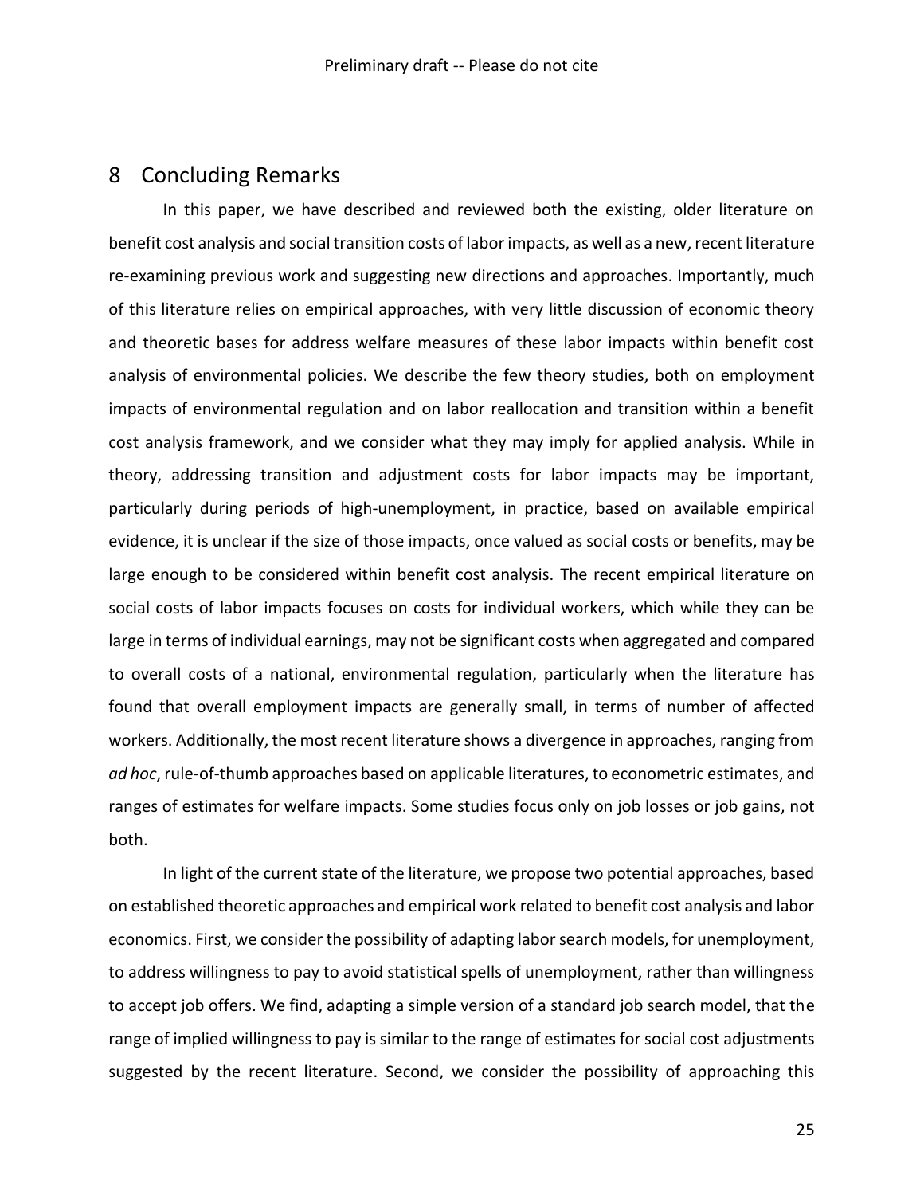## 8 Concluding Remarks

In this paper, we have described and reviewed both the existing, older literature on benefit cost analysis and social transition costs of labor impacts, as well as a new, recent literature re-examining previous work and suggesting new directions and approaches. Importantly, much of this literature relies on empirical approaches, with very little discussion of economic theory and theoretic bases for address welfare measures of these labor impacts within benefit cost analysis of environmental policies. We describe the few theory studies, both on employment impacts of environmental regulation and on labor reallocation and transition within a benefit cost analysis framework, and we consider what they may imply for applied analysis. While in theory, addressing transition and adjustment costs for labor impacts may be important, particularly during periods of high-unemployment, in practice, based on available empirical evidence, it is unclear if the size of those impacts, once valued as social costs or benefits, may be large enough to be considered within benefit cost analysis. The recent empirical literature on social costs of labor impacts focuses on costs for individual workers, which while they can be large in terms of individual earnings, may not be significant costs when aggregated and compared to overall costs of a national, environmental regulation, particularly when the literature has found that overall employment impacts are generally small, in terms of number of affected workers. Additionally, the most recent literature shows a divergence in approaches, ranging from *ad hoc*, rule-of-thumb approaches based on applicable literatures, to econometric estimates, and ranges of estimates for welfare impacts. Some studies focus only on job losses or job gains, not both.

In light of the current state of the literature, we propose two potential approaches, based on established theoretic approaches and empirical work related to benefit cost analysis and labor economics. First, we consider the possibility of adapting labor search models, for unemployment, to address willingness to pay to avoid statistical spells of unemployment, rather than willingness to accept job offers. We find, adapting a simple version of a standard job search model, that the range of implied willingness to pay is similar to the range of estimates for social cost adjustments suggested by the recent literature. Second, we consider the possibility of approaching this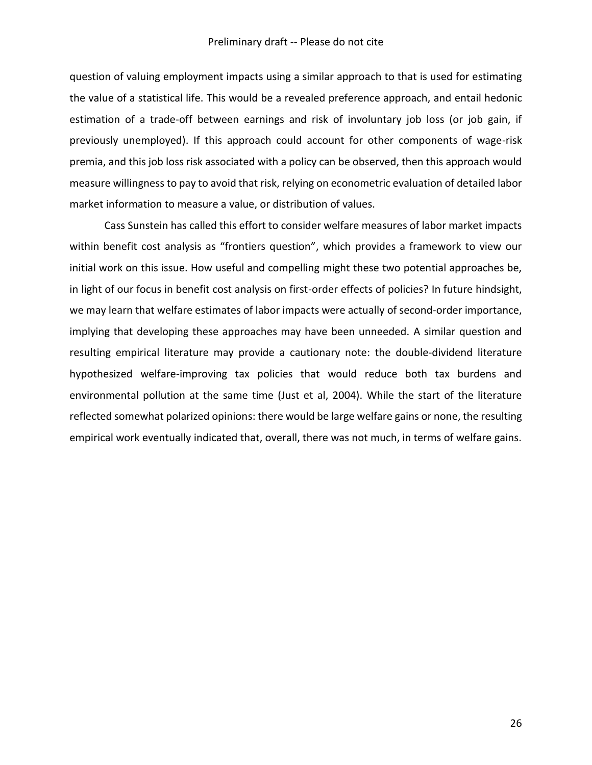question of valuing employment impacts using a similar approach to that is used for estimating the value of a statistical life. This would be a revealed preference approach, and entail hedonic estimation of a trade-off between earnings and risk of involuntary job loss (or job gain, if previously unemployed). If this approach could account for other components of wage-risk premia, and this job loss risk associated with a policy can be observed, then this approach would measure willingness to pay to avoid that risk, relying on econometric evaluation of detailed labor market information to measure a value, or distribution of values.

Cass Sunstein has called this effort to consider welfare measures of labor market impacts within benefit cost analysis as "frontiers question", which provides a framework to view our initial work on this issue. How useful and compelling might these two potential approaches be, in light of our focus in benefit cost analysis on first-order effects of policies? In future hindsight, we may learn that welfare estimates of labor impacts were actually of second-order importance, implying that developing these approaches may have been unneeded. A similar question and resulting empirical literature may provide a cautionary note: the double-dividend literature hypothesized welfare-improving tax policies that would reduce both tax burdens and environmental pollution at the same time (Just et al, 2004). While the start of the literature reflected somewhat polarized opinions: there would be large welfare gains or none, the resulting empirical work eventually indicated that, overall, there was not much, in terms of welfare gains.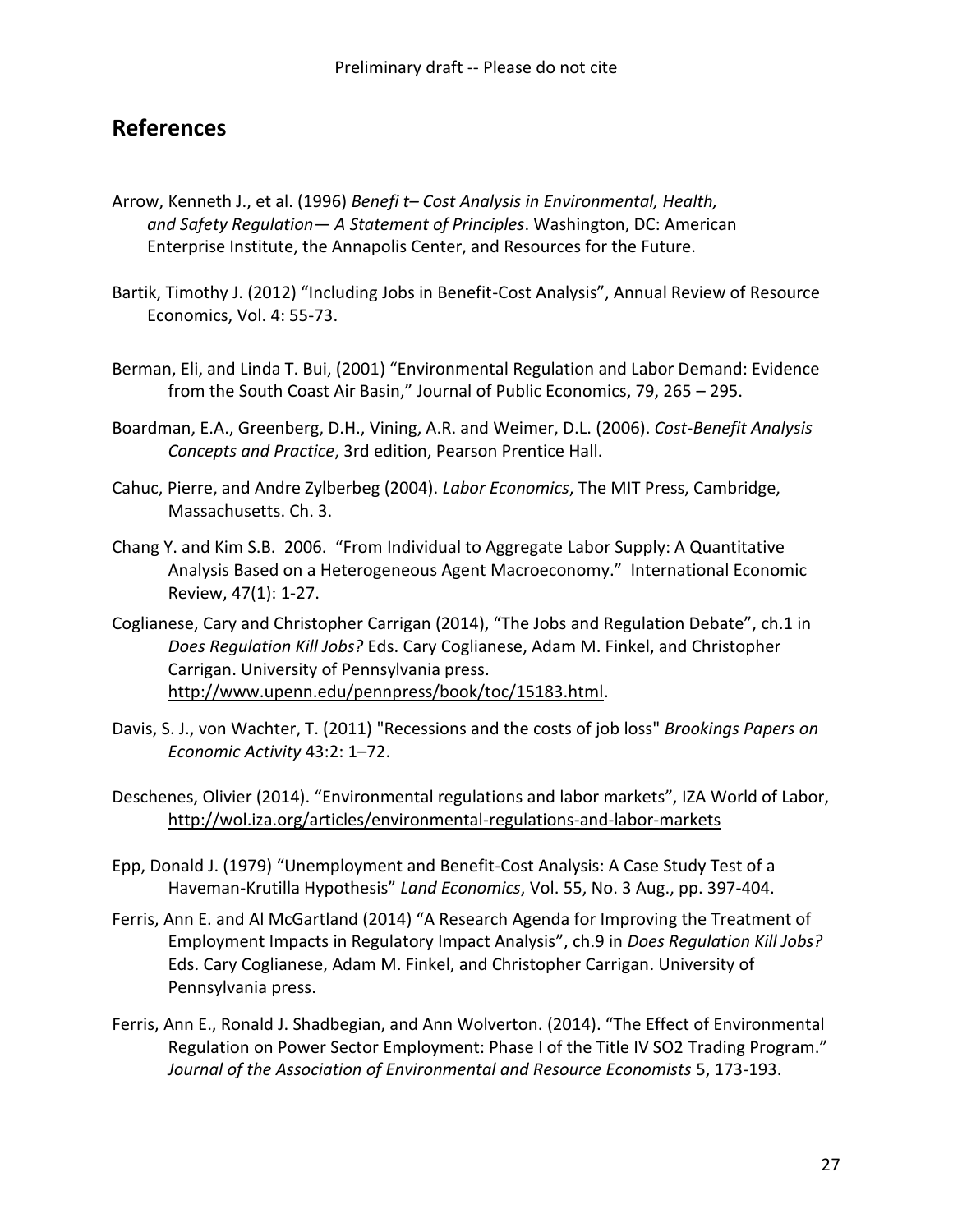## References

Arrow, Kenneth J., et al. (1996) *Benefi t– Cost Analysis in Environmental, Health, and Safety Regulation— A Statement of Principles*. Washington, DC: American Enterprise Institute, the Annapolis Center, and Resources for the Future.

Bartik, Timothy J. (2012) "Including Jobs in Benefit-Cost Analysis", Annual Review of Resource Economics, Vol. 4: 55-73.

Berman, Eli, and Linda T. Bui, (2001) "Environmental Regulation and Labor Demand: Evidence from the South Coast Air Basin," Journal of Public Economics, 79, 265 – 295.

Boardman, E.A., Greenberg, D.H., Vining, A.R. and Weimer, D.L. (2006). *Cost-Benefit Analysis Concepts and Practice*, 3rd edition, Pearson Prentice Hall.

Cahuc, Pierre, and Andre Zylberbeg (2004). *Labor Economics*, The MIT Press, Cambridge, Massachusetts. Ch. 3.

Chang Y. and Kim S.B. 2006. "From Individual to Aggregate Labor Supply: A Quantitative Analysis Based on a Heterogeneous Agent Macroeconomy." International Economic Review, 47(1): 1-27.

Coglianese, Cary and Christopher Carrigan (2014), "The Jobs and Regulation Debate", ch.1 in *Does Regulation Kill Jobs?* Eds. Cary Coglianese, Adam M. Finkel, and Christopher Carrigan. University of Pennsylvania press. http://www.upenn.edu/pennpress/book/toc/15183.html.

Davis, S. J., von Wachter, T. (2011) "Recessions and the costs of job loss" *Brookings Papers on Economic Activity* 43:2: 1–72.

Deschenes, Olivier (2014). "Environmental regulations and labor markets", IZA World of Labor, http://wol.iza.org/articles/environmental-regulations-and-labor-markets

Epp, Donald J. (1979) "Unemployment and Benefit-Cost Analysis: A Case Study Test of a Haveman-Krutilla Hypothesis" *Land Economics*, Vol. 55, No. 3 Aug., pp. 397-404.

Ferris, Ann E. and Al McGartland (2014) "A Research Agenda for Improving the Treatment of Employment Impacts in Regulatory Impact Analysis", ch.9 in *Does Regulation Kill Jobs?* Eds. Cary Coglianese, Adam M. Finkel, and Christopher Carrigan. University of Pennsylvania press.

Ferris, Ann E., Ronald J. Shadbegian, and Ann Wolverton. (2014). "The Effect of Environmental Regulation on Power Sector Employment: Phase I of the Title IV SO2 Trading Program." *Journal of the Association of Environmental and Resource Economists* 5, 173-193.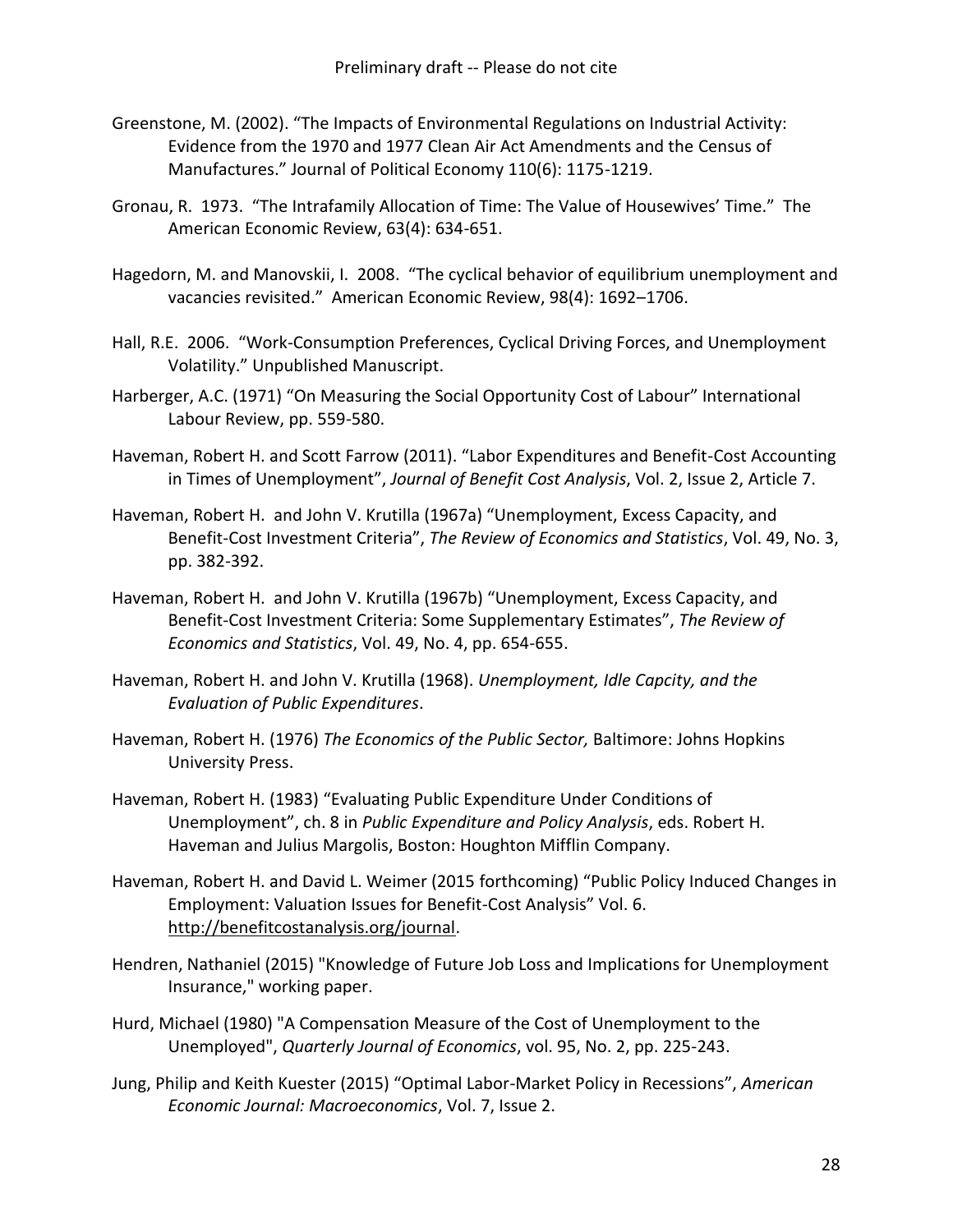Greenstone, M. (2002). “The Impacts of Environmental Regulations on Industrial Activity: Evidence from the 1970 and 1977 Clean Air Act Amendments and the Census of Manufactures.” Journal of Political Economy 110(6): 1175-1219.

Gronau, R. 1973. “The Intrafamily Allocation of Time: The Value of Housewives’ Time.” The American Economic Review, 63(4): 634-651.

Hagedorn, M. and Manovskii, I. 2008. “The cyclical behavior of equilibrium unemployment and vacancies revisited.” American Economic Review, 98(4): 1692–1706.

Hall, R.E. 2006. “Work-Consumption Preferences, Cyclical Driving Forces, and Unemployment Volatility.” Unpublished Manuscript.

Harberger, A.C. (1971) “On Measuring the Social Opportunity Cost of Labour” International Labour Review, pp. 559-580.

Haveman, Robert H. and Scott Farrow (2011). “Labor Expenditures and Benefit-Cost Accounting in Times of Unemployment”, *Journal of Benefit Cost Analysis*, Vol. 2, Issue 2, Article 7.

Haveman, Robert H. and John V. Krutilla (1967a) “Unemployment, Excess Capacity, and Benefit-Cost Investment Criteria”, *The Review of Economics and Statistics*, Vol. 49, No. 3, pp. 382-392.

Haveman, Robert H. and John V. Krutilla (1967b) “Unemployment, Excess Capacity, and Benefit-Cost Investment Criteria: Some Supplementary Estimates”, *The Review of Economics and Statistics*, Vol. 49, No. 4, pp. 654-655.

Haveman, Robert H. and John V. Krutilla (1968). *Unemployment, Idle Capcity, and the Evaluation of Public Expenditures*.

Haveman, Robert H. (1976) *The Economics of the Public Sector,* Baltimore: Johns Hopkins University Press.

Haveman, Robert H. (1983) “Evaluating Public Expenditure Under Conditions of Unemployment”, ch. 8 in *Public Expenditure and Policy Analysis*, eds. Robert H. Haveman and Julius Margolis, Boston: Houghton Mifflin Company.

Haveman, Robert H. and David L. Weimer (2015 forthcoming) “Public Policy Induced Changes in Employment: Valuation Issues for Benefit-Cost Analysis” Vol. 6. http://benefitcostanalysis.org/journal.

Hendren, Nathaniel (2015) "Knowledge of Future Job Loss and Implications for Unemployment Insurance," working paper.

Hurd, Michael (1980) "A Compensation Measure of the Cost of Unemployment to the Unemployed", *Quarterly Journal of Economics*, vol. 95, No. 2, pp. 225-243.

Jung, Philip and Keith Kuester (2015) “Optimal Labor-Market Policy in Recessions”, *American Economic Journal: Macroeconomics*, Vol. 7, Issue 2.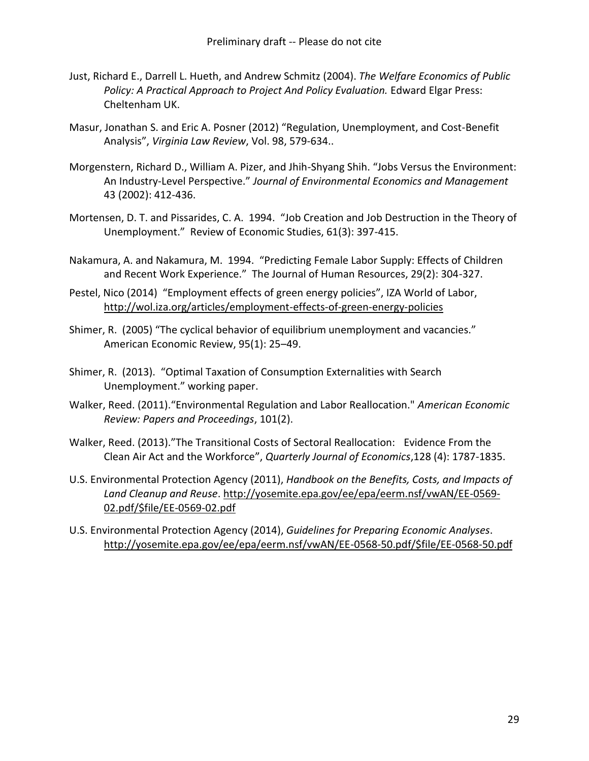Just, Richard E., Darrell L. Hueth, and Andrew Schmitz (2004). *The Welfare Economics of Public Policy: A Practical Approach to Project And Policy Evaluation.* Edward Elgar Press: Cheltenham UK.

Masur, Jonathan S. and Eric A. Posner (2012) "Regulation, Unemployment, and Cost-Benefit Analysis", *Virginia Law Review*, Vol. 98, 579-634..

Morgenstern, Richard D., William A. Pizer, and Jhih-Shyang Shih. "Jobs Versus the Environment: An Industry-Level Perspective." *Journal of Environmental Economics and Management* 43 (2002): 412-436.

Mortensen, D. T. and Pissarides, C. A. 1994. "Job Creation and Job Destruction in the Theory of Unemployment." Review of Economic Studies, 61(3): 397-415.

Nakamura, A. and Nakamura, M. 1994. "Predicting Female Labor Supply: Effects of Children and Recent Work Experience." The Journal of Human Resources, 29(2): 304-327.

Pestel, Nico (2014) "Employment effects of green energy policies", IZA World of Labor, http://wol.iza.org/articles/employment-effects-of-green-energy-policies

Shimer, R. (2005) "The cyclical behavior of equilibrium unemployment and vacancies." American Economic Review, 95(1): 25–49.

Shimer, R. (2013). "Optimal Taxation of Consumption Externalities with Search Unemployment." working paper.

Walker, Reed. (2011)."Environmental Regulation and Labor Reallocation." *American Economic Review: Papers and Proceedings*, 101(2).

Walker, Reed. (2013)."The Transitional Costs of Sectoral Reallocation: Evidence From the Clean Air Act and the Workforce", *Quarterly Journal of Economics*,128 (4): 1787-1835.

U.S. Environmental Protection Agency (2011), *Handbook on the Benefits, Costs, and Impacts of Land Cleanup and Reuse*. http://yosemite.epa.gov/ee/epa/eerm.nsf/vwAN/EE-0569-02.pdf/$file/EE-0569-02.pdf

U.S. Environmental Protection Agency (2014), *Guidelines for Preparing Economic Analyses*. http://yosemite.epa.gov/ee/epa/eerm.nsf/vwAN/EE-0568-50.pdf/$file/EE-0568-50.pdf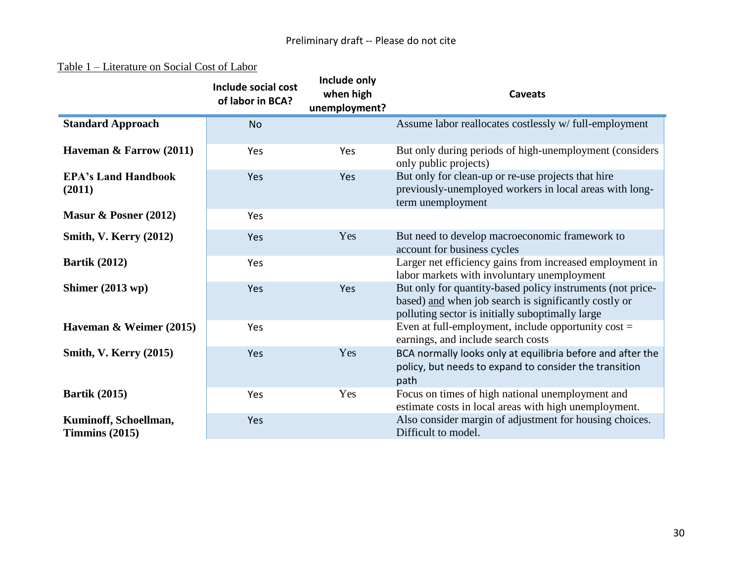Preliminary draft -- Please do not cite

Table 1 – Literature on Social Cost of Labor

| | Include social cost of labor in BCA? | Include only when high unemployment? | Caveats |
|---|---|---|---|
| **Standard Approach** | No | | Assume labor reallocates costlessly w/ full-employment |
| **Haveman & Farrow (2011)** | Yes | Yes | But only during periods of high-unemployment (considers only public projects) |
| **EPA's Land Handbook (2011)** | Yes | Yes | But only for clean-up or re-use projects that hire previously-unemployed workers in local areas with long-term unemployment |
| **Masur & Posner (2012)** | Yes | | |
| **Smith, V. Kerry (2012)** | Yes | Yes | But need to develop macroeconomic framework to account for business cycles |
| **Bartik (2012)** | Yes | | Larger net efficiency gains from increased employment in labor markets with involuntary unemployment |
| **Shimer (2013 wp)** | Yes | Yes | But only for quantity-based policy instruments (not price-based) and when job search is significantly costly or polluting sector is initially suboptimally large |
| **Haveman & Weimer (2015)** | Yes | | Even at full-employment, include opportunity cost = earnings, and include search costs |
| **Smith, V. Kerry (2015)** | Yes | Yes | BCA normally looks only at equilibria before and after the policy, but needs to expand to consider the transition path |
| **Bartik (2015)** | Yes | Yes | Focus on times of high national unemployment and estimate costs in local areas with high unemployment. |
| **Kuminoff, Schoellman, Timmins (2015)** | Yes | | Also consider margin of adjustment for housing choices. Difficult to model. |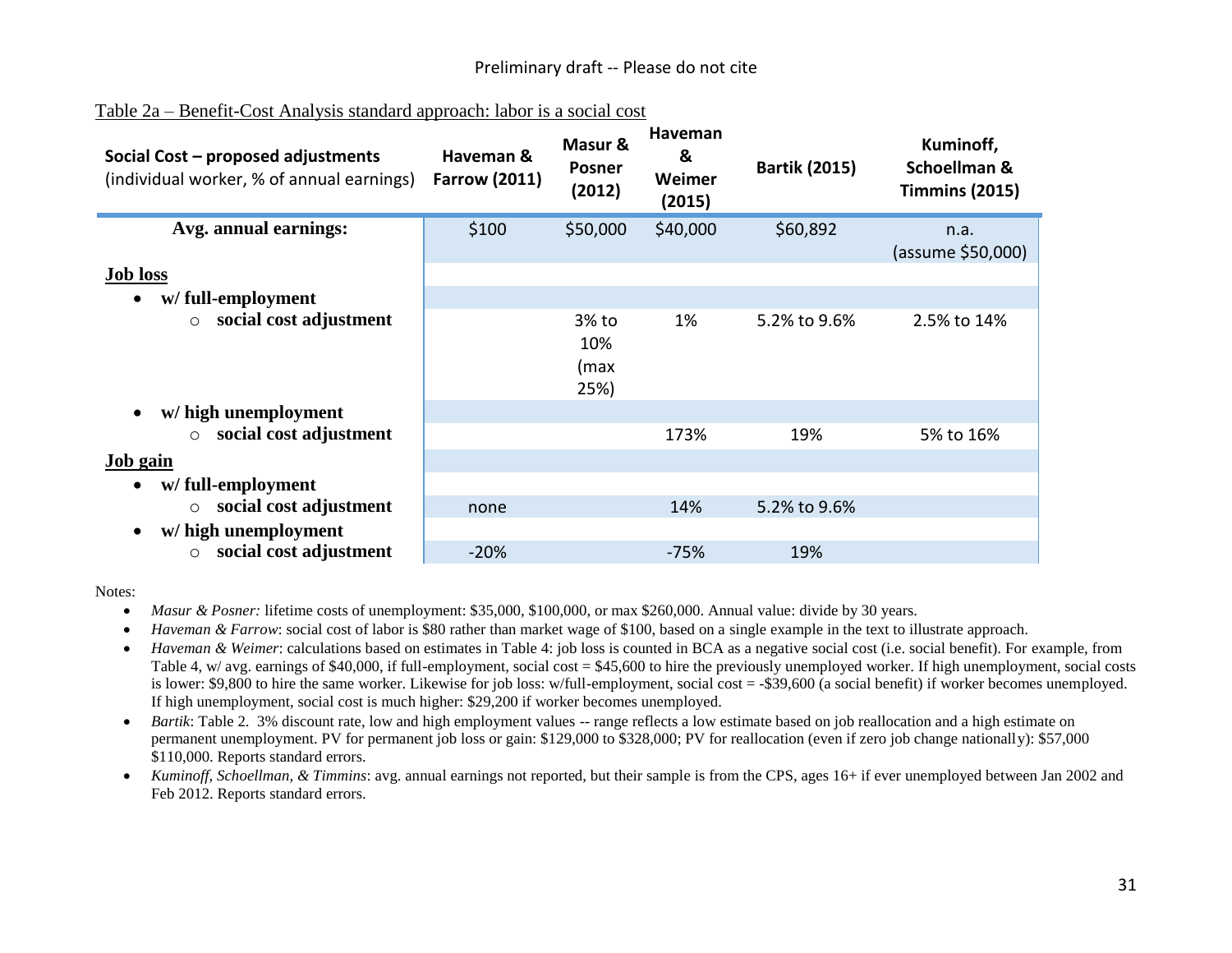Preliminary draft -- Please do not cite

Table 2a – Benefit-Cost Analysis standard approach: labor is a social cost

| **Social Cost – proposed adjustments** (individual worker, % of annual earnings) | **Haveman & Farrow (2011)** | **Masur & Posner (2012)** | **Haveman & Weimer (2015)** | **Bartik (2015)** | **Kuminoff, Schoellman & Timmins (2015)** |
|---|---|---|---|---|---|
| **Avg. annual earnings:** | \$100 | \$50,000 | \$40,000 | \$60,892 | n.a. (assume \$50,000) |
| **Job loss** | | | | | |
| • **w/ full-employment** | | | | | |
| ○ **social cost adjustment** | | 3% to 10% (max 25%) | 1% | 5.2% to 9.6% | 2.5% to 14% |
| • **w/ high unemployment** | | | | | |
| ○ **social cost adjustment** | | | 173% | 19% | 5% to 16% |
| **Job gain** | | | | | |
| • **w/ full-employment** | | | | | |
| ○ **social cost adjustment** | none | | 14% | 5.2% to 9.6% | |
| • **w/ high unemployment** | | | | | |
| ○ **social cost adjustment** | -20% | | -75% | 19% | |

Notes:

- *Masur & Posner:* lifetime costs of unemployment: \$35,000, \$100,000, or max \$260,000. Annual value: divide by 30 years.
- *Haveman & Farrow*: social cost of labor is \$80 rather than market wage of \$100, based on a single example in the text to illustrate approach.
- *Haveman & Weimer*: calculations based on estimates in Table 4: job loss is counted in BCA as a negative social cost (i.e. social benefit). For example, from Table 4, w/ avg. earnings of \$40,000, if full-employment, social cost = \$45,600 to hire the previously unemployed worker. If high unemployment, social costs is lower: \$9,800 to hire the same worker. Likewise for job loss: w/full-employment, social cost = -\$39,600 (a social benefit) if worker becomes unemployed. If high unemployment, social cost is much higher: \$29,200 if worker becomes unemployed.
- *Bartik*: Table 2. 3% discount rate, low and high employment values -- range reflects a low estimate based on job reallocation and a high estimate on permanent unemployment. PV for permanent job loss or gain: \$129,000 to \$328,000; PV for reallocation (even if zero job change nationally): \$57,000 \$110,000. Reports standard errors.
- *Kuminoff, Schoellman, & Timmins*: avg. annual earnings not reported, but their sample is from the CPS, ages 16+ if ever unemployed between Jan 2002 and Feb 2012. Reports standard errors.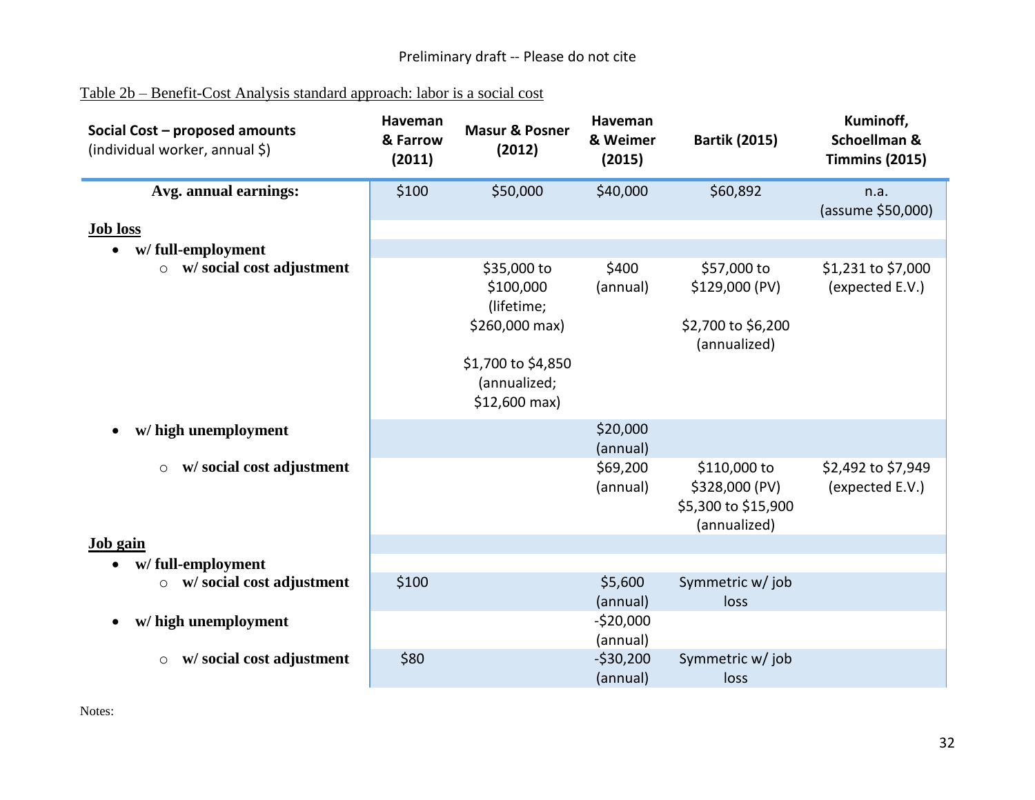Table 2b – Benefit-Cost Analysis standard approach: labor is a social cost

| **Social Cost – proposed amounts** (individual worker, annual $) | **Haveman & Farrow (2011)** | **Masur & Posner (2012)** | **Haveman & Weimer (2015)** | **Bartik (2015)** | **Kuminoff, Schoellman & Timmins (2015)** |
|---|---|---|---|---|---|
| **Avg. annual earnings:** | $100 | $50,000 | $40,000 | $60,892 | n.a. (assume $50,000) |
| **Job loss** | | | | | |
| • **w/ full-employment** | | | | | |
| ○ **w/ social cost adjustment** | | $35,000 to $100,000 (lifetime; $260,000 max) $1,700 to $4,850 (annualized; $12,600 max) | $400 (annual) | $57,000 to $129,000 (PV) $2,700 to $6,200 (annualized) | $1,231 to $7,000 (expected E.V.) |
| • **w/ high unemployment** | | | $20,000 (annual) | | |
| ○ **w/ social cost adjustment** | | | $69,200 (annual) | $110,000 to $328,000 (PV) $5,300 to $15,900 (annualized) | $2,492 to $7,949 (expected E.V.) |
| **Job gain** | | | | | |
| • **w/ full-employment** | | | | | |
| ○ **w/ social cost adjustment** | $100 | | $5,600 (annual) | Symmetric w/ job loss | |
| • **w/ high unemployment** | | | -$20,000 (annual) | | |
| ○ **w/ social cost adjustment** | $80 | | -$30,200 (annual) | Symmetric w/ job loss | |

Notes: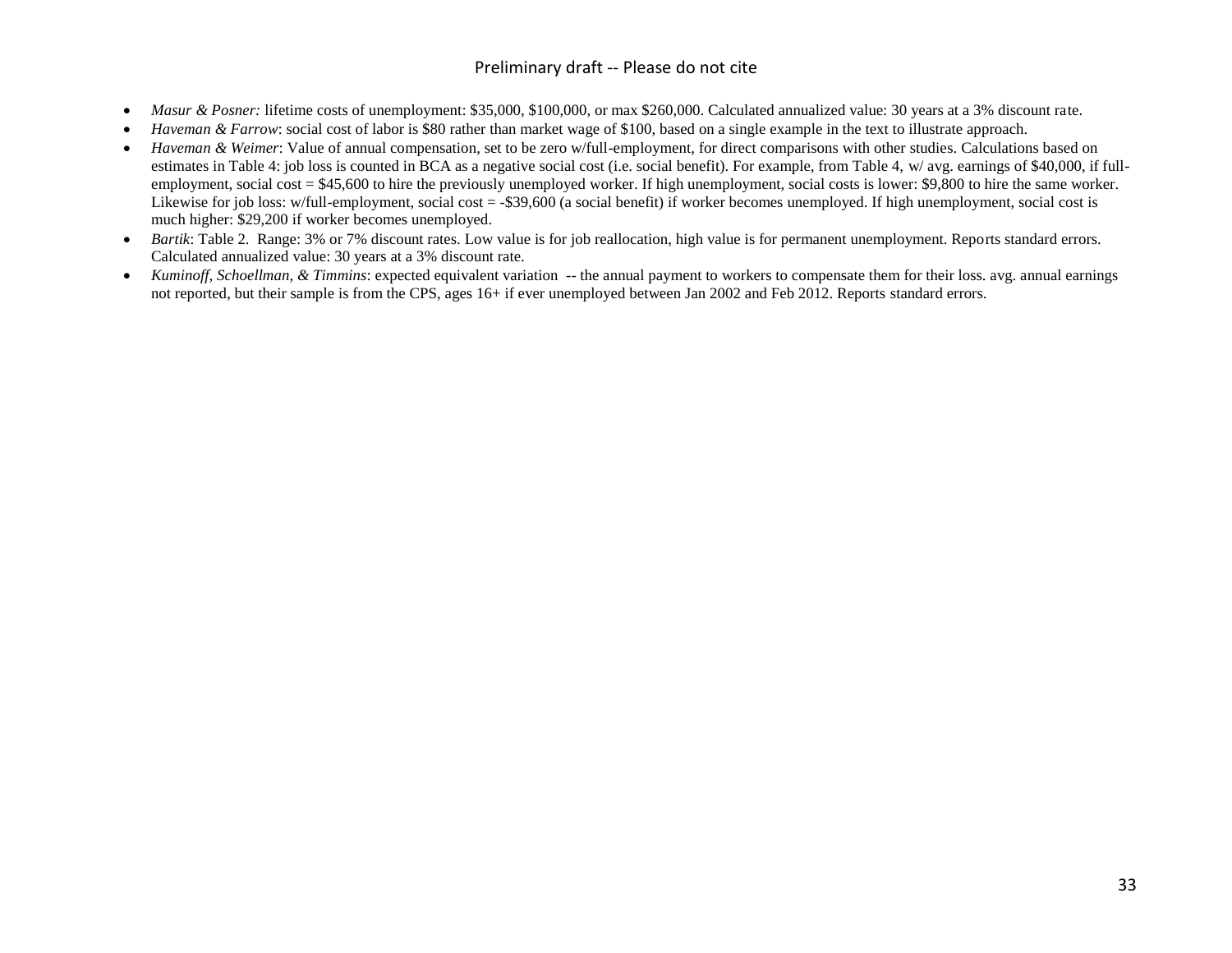- *Masur & Posner:* lifetime costs of unemployment: $35,000, $100,000, or max $260,000. Calculated annualized value: 30 years at a 3% discount rate.
- *Haveman & Farrow*: social cost of labor is $80 rather than market wage of $100, based on a single example in the text to illustrate approach.
- *Haveman & Weimer*: Value of annual compensation, set to be zero w/full-employment, for direct comparisons with other studies. Calculations based on estimates in Table 4: job loss is counted in BCA as a negative social cost (i.e. social benefit). For example, from Table 4, w/ avg. earnings of $40,000, if full-employment, social cost = $45,600 to hire the previously unemployed worker. If high unemployment, social costs is lower: $9,800 to hire the same worker. Likewise for job loss: w/full-employment, social cost = -$39,600 (a social benefit) if worker becomes unemployed. If high unemployment, social cost is much higher: $29,200 if worker becomes unemployed.
- *Bartik*: Table 2. Range: 3% or 7% discount rates. Low value is for job reallocation, high value is for permanent unemployment. Reports standard errors. Calculated annualized value: 30 years at a 3% discount rate.
- *Kuminoff, Schoellman, & Timmins*: expected equivalent variation -- the annual payment to workers to compensate them for their loss. avg. annual earnings not reported, but their sample is from the CPS, ages 16+ if ever unemployed between Jan 2002 and Feb 2012. Reports standard errors.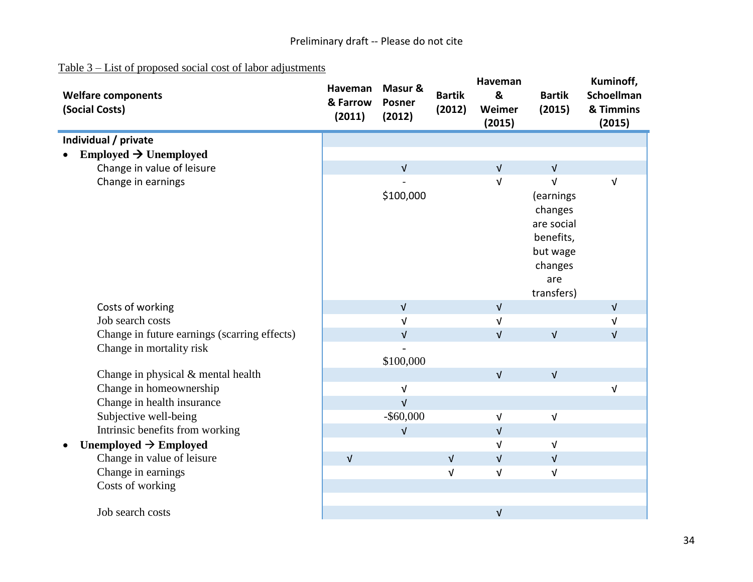Table 3 – List of proposed social cost of labor adjustments

| Welfare components (Social Costs) | Haveman & Farrow (2011) | Masur & Posner (2012) | Bartik (2012) | Haveman & Weimer (2015) | Bartik (2015) | Kuminoff, Schoellman & Timmins (2015) |
|---|---|---|---|---|---|---|
| **Individual / private** | | | | | | |
| • **Employed → Unemployed** | | | | | | |
| Change in value of leisure | | √ | | √ | √ | |
| Change in earnings | | -$100,000 | | √ | √ (earnings changes are social benefits, but wage changes are transfers) | √ |
| Costs of working | | √ | | √ | | √ |
| Job search costs | | √ | | √ | | √ |
| Change in future earnings (scarring effects) | | √ | | √ | √ | √ |
| Change in mortality risk | | -$100,000 | | | | |
| Change in physical & mental health | | | | √ | √ | |
| Change in homeownership | | √ | | | | √ |
| Change in health insurance | | √ | | | | |
| Subjective well-being | | -$60,000 | | √ | √ | |
| Intrinsic benefits from working | | √ | | √ | | |
| • **Unemployed → Employed** | | | | √ | √ | |
| Change in value of leisure | √ | | √ | √ | √ | |
| Change in earnings | | | √ | √ | √ | |
| Costs of working | | | | | | |
| Job search costs | | | | √ | | |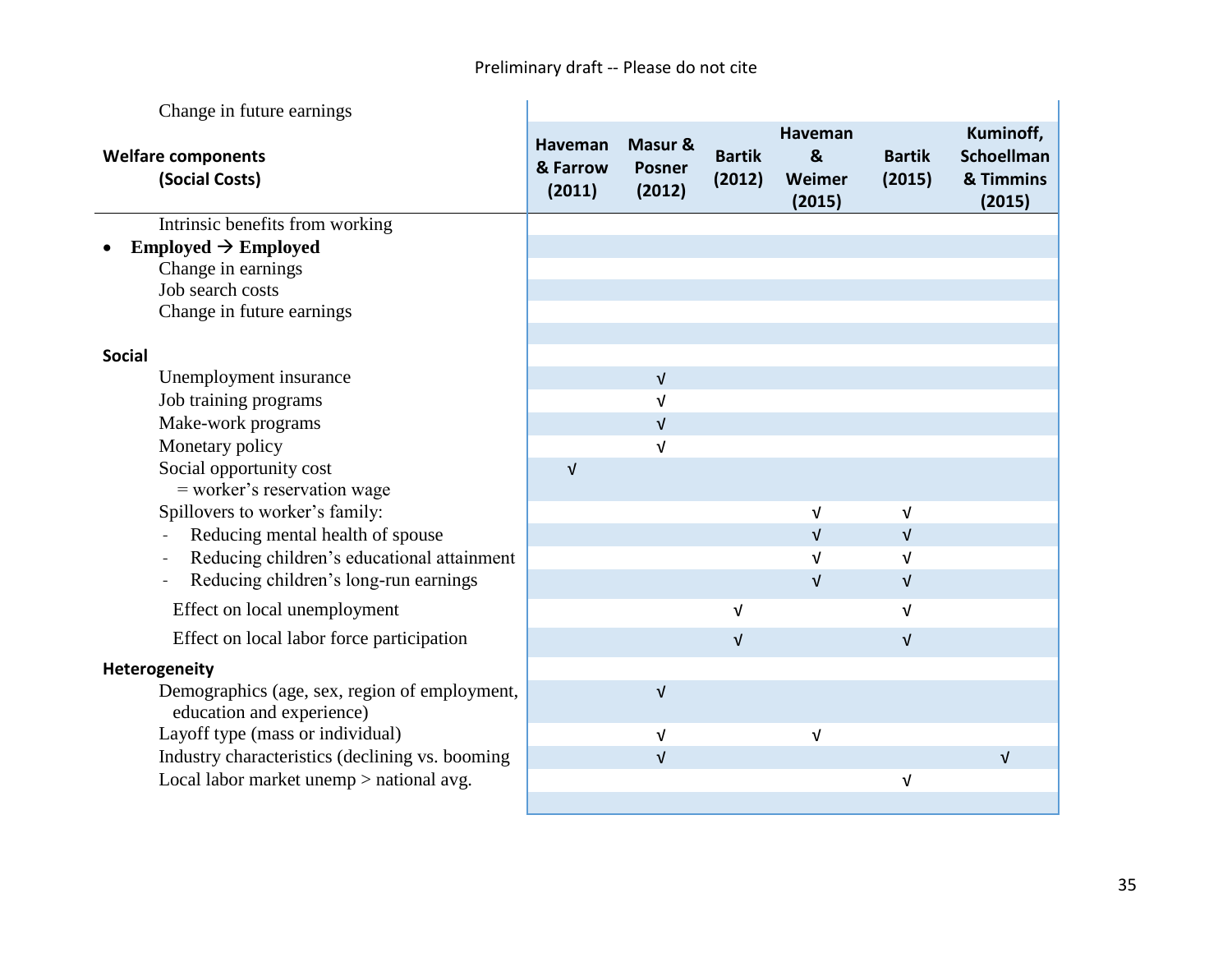| Welfare components (Social Costs) | Haveman & Farrow (2011) | Masur & Posner (2012) | Bartik (2012) | Haveman & Weimer (2015) | Bartik (2015) | Kuminoff, Schoellman & Timmins (2015) |
|---|---|---|---|---|---|---|
| Change in future earnings | | | | | | |
| Intrinsic benefits from working | | | | | | |
| • **Employed → Employed** | | | | | | |
| Change in earnings | | | | | | |
| Job search costs | | | | | | |
| Change in future earnings | | | | | | |
| **Social** | | | | | | |
| Unemployment insurance | | √ | | | | |
| Job training programs | | √ | | | | |
| Make-work programs | | √ | | | | |
| Monetary policy | | √ | | | | |
| Social opportunity cost = worker's reservation wage | √ | | | | | |
| Spillovers to worker's family: | | | | √ | √ | |
| - Reducing mental health of spouse | | | | √ | √ | |
| - Reducing children's educational attainment | | | | √ | √ | |
| - Reducing children's long-run earnings | | | | √ | √ | |
| Effect on local unemployment | | | √ | | √ | |
| Effect on local labor force participation | | | √ | | √ | |
| **Heterogeneity** | | | | | | |
| Demographics (age, sex, region of employment, education and experience) | | √ | | | | |
| Layoff type (mass or individual) | | √ | | √ | | |
| Industry characteristics (declining vs. booming | | √ | | | | √ |
| Local labor market unemp > national avg. | | | | | √ | |